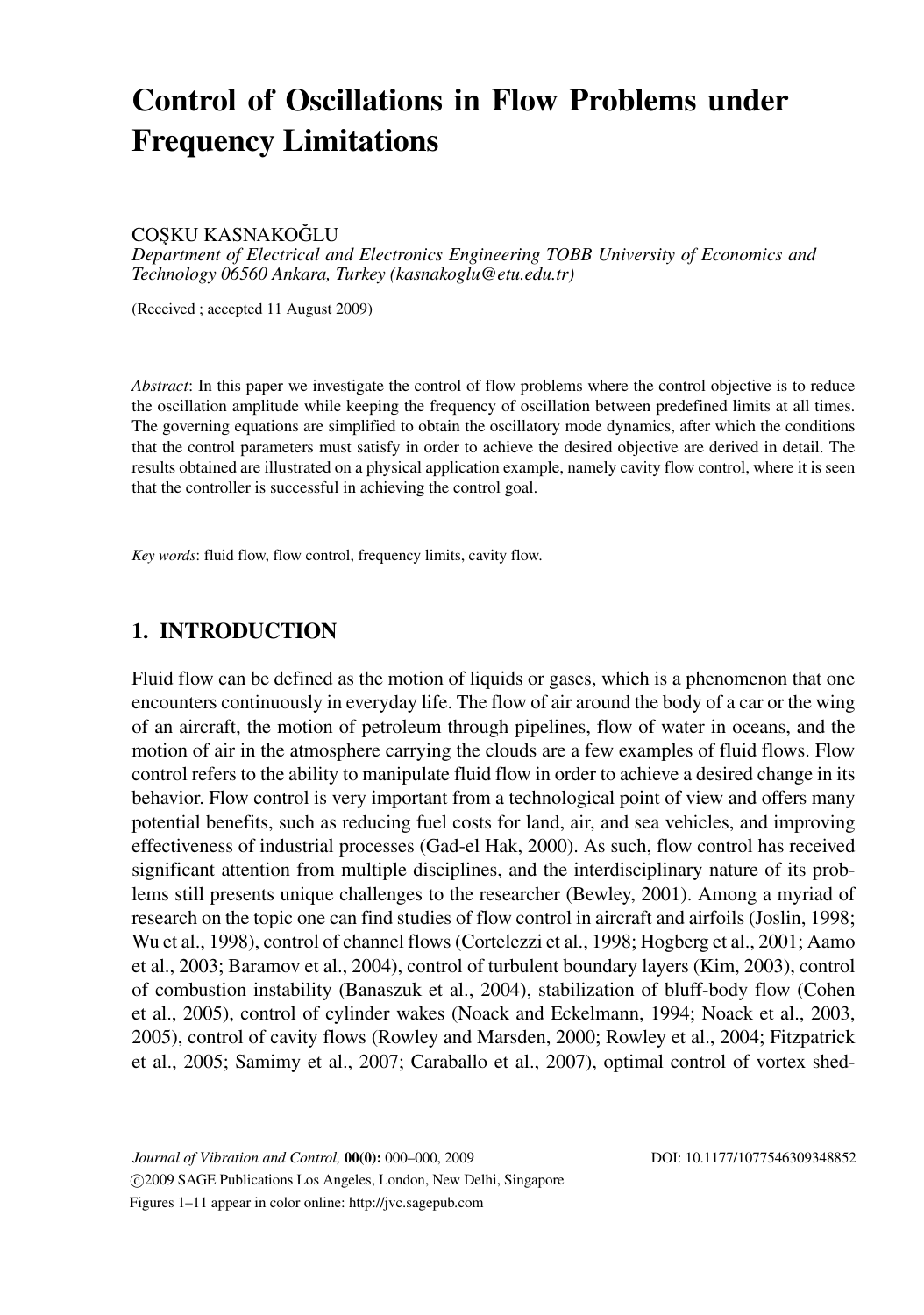# Control of Oscillations in Flow Problems under Frequency Limitations

COŞKU KASNAKOĞLU
*Department of Electrical and Electronics Engineering TOBB University of Economics and Technology 06560 Ankara, Turkey (kasnakoglu@etu.edu.tr)*

(Received ; accepted 11 August 2009)

*Abstract*: In this paper we investigate the control of flow problems where the control objective is to reduce the oscillation amplitude while keeping the frequency of oscillation between predefined limits at all times. The governing equations are simplified to obtain the oscillatory mode dynamics, after which the conditions that the control parameters must satisfy in order to achieve the desired objective are derived in detail. The results obtained are illustrated on a physical application example, namely cavity flow control, where it is seen that the controller is successful in achieving the control goal.

*Key words*: fluid flow, flow control, frequency limits, cavity flow.

## 1. INTRODUCTION

Fluid flow can be defined as the motion of liquids or gases, which is a phenomenon that one encounters continuously in everyday life. The flow of air around the body of a car or the wing of an aircraft, the motion of petroleum through pipelines, flow of water in oceans, and the motion of air in the atmosphere carrying the clouds are a few examples of fluid flows. Flow control refers to the ability to manipulate fluid flow in order to achieve a desired change in its behavior. Flow control is very important from a technological point of view and offers many potential benefits, such as reducing fuel costs for land, air, and sea vehicles, and improving effectiveness of industrial processes (Gad-el Hak, 2000). As such, flow control has received significant attention from multiple disciplines, and the interdisciplinary nature of its problems still presents unique challenges to the researcher (Bewley, 2001). Among a myriad of research on the topic one can find studies of flow control in aircraft and airfoils (Joslin, 1998; Wu et al., 1998), control of channel flows (Cortelezzi et al., 1998; Hogberg et al., 2001; Aamo et al., 2003; Baramov et al., 2004), control of turbulent boundary layers (Kim, 2003), control of combustion instability (Banaszuk et al., 2004), stabilization of bluff-body flow (Cohen et al., 2005), control of cylinder wakes (Noack and Eckelmann, 1994; Noack et al., 2003, 2005), control of cavity flows (Rowley and Marsden, 2000; Rowley et al., 2004; Fitzpatrick et al., 2005; Samimy et al., 2007; Caraballo et al., 2007), optimal control of vortex shed-

Figures 1–11 appear in color online: http://jvc.sagepub.com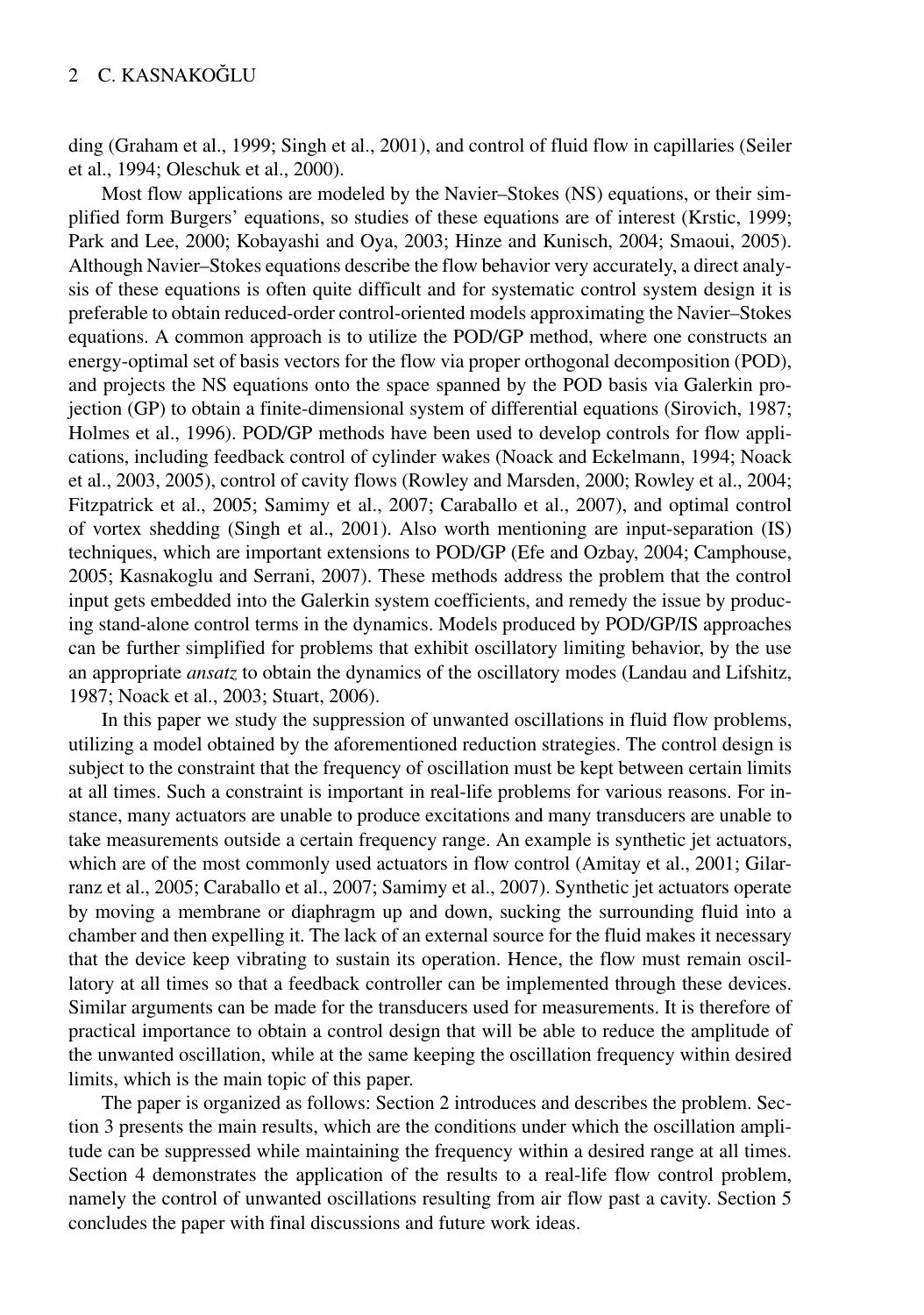ding (Graham et al., 1999; Singh et al., 2001), and control of fluid flow in capillaries (Seiler et al., 1994; Oleschuk et al., 2000).

Most flow applications are modeled by the Navier–Stokes (NS) equations, or their simplified form Burgers' equations, so studies of these equations are of interest (Krstic, 1999; Park and Lee, 2000; Kobayashi and Oya, 2003; Hinze and Kunisch, 2004; Smaoui, 2005). Although Navier–Stokes equations describe the flow behavior very accurately, a direct analysis of these equations is often quite difficult and for systematic control system design it is preferable to obtain reduced-order control-oriented models approximating the Navier–Stokes equations. A common approach is to utilize the POD/GP method, where one constructs an energy-optimal set of basis vectors for the flow via proper orthogonal decomposition (POD), and projects the NS equations onto the space spanned by the POD basis via Galerkin projection (GP) to obtain a finite-dimensional system of differential equations (Sirovich, 1987; Holmes et al., 1996). POD/GP methods have been used to develop controls for flow applications, including feedback control of cylinder wakes (Noack and Eckelmann, 1994; Noack et al., 2003, 2005), control of cavity flows (Rowley and Marsden, 2000; Rowley et al., 2004; Fitzpatrick et al., 2005; Samimy et al., 2007; Caraballo et al., 2007), and optimal control of vortex shedding (Singh et al., 2001). Also worth mentioning are input-separation (IS) techniques, which are important extensions to POD/GP (Efe and Ozbay, 2004; Camphouse, 2005; Kasnakoglu and Serrani, 2007). These methods address the problem that the control input gets embedded into the Galerkin system coefficients, and remedy the issue by producing stand-alone control terms in the dynamics. Models produced by POD/GP/IS approaches can be further simplified for problems that exhibit oscillatory limiting behavior, by the use an appropriate *ansatz* to obtain the dynamics of the oscillatory modes (Landau and Lifshitz, 1987; Noack et al., 2003; Stuart, 2006).

In this paper we study the suppression of unwanted oscillations in fluid flow problems, utilizing a model obtained by the aforementioned reduction strategies. The control design is subject to the constraint that the frequency of oscillation must be kept between certain limits at all times. Such a constraint is important in real-life problems for various reasons. For instance, many actuators are unable to produce excitations and many transducers are unable to take measurements outside a certain frequency range. An example is synthetic jet actuators, which are of the most commonly used actuators in flow control (Amitay et al., 2001; Gilarranz et al., 2005; Caraballo et al., 2007; Samimy et al., 2007). Synthetic jet actuators operate by moving a membrane or diaphragm up and down, sucking the surrounding fluid into a chamber and then expelling it. The lack of an external source for the fluid makes it necessary that the device keep vibrating to sustain its operation. Hence, the flow must remain oscillatory at all times so that a feedback controller can be implemented through these devices. Similar arguments can be made for the transducers used for measurements. It is therefore of practical importance to obtain a control design that will be able to reduce the amplitude of the unwanted oscillation, while at the same keeping the oscillation frequency within desired limits, which is the main topic of this paper.

The paper is organized as follows: Section 2 introduces and describes the problem. Section 3 presents the main results, which are the conditions under which the oscillation amplitude can be suppressed while maintaining the frequency within a desired range at all times. Section 4 demonstrates the application of the results to a real-life flow control problem, namely the control of unwanted oscillations resulting from air flow past a cavity. Section 5 concludes the paper with final discussions and future work ideas.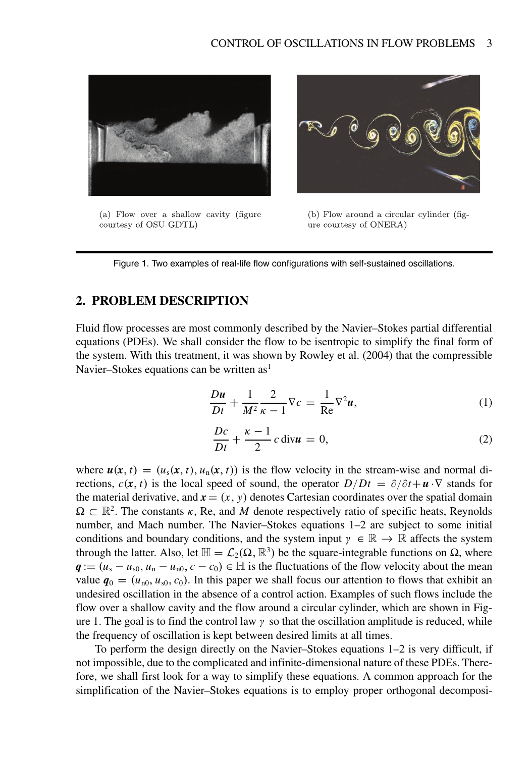(a) Flow over a shallow cavity (figure courtesy of OSU GDTL)

(b) Flow around a circular cylinder (figure courtesy of ONERA)

Figure 1. Two examples of real-life flow configurations with self-sustained oscillations.

## 2. PROBLEM DESCRIPTION

Fluid flow processes are most commonly described by the Navier–Stokes partial differential equations (PDEs). We shall consider the flow to be isentropic to simplify the final form of the system. With this treatment, it was shown by Rowley et al. (2004) that the compressible Navier–Stokes equations can be written as[1]

$$\frac{D\boldsymbol{u}}{Dt} + \frac{1}{M^2}\frac{2}{\kappa - 1}\nabla c = \frac{1}{\text{Re}}\nabla^2 \boldsymbol{u}, \tag{1}$$

$$\frac{Dc}{Dt} + \frac{\kappa - 1}{2}\, c\, \text{div}\boldsymbol{u} = 0, \tag{2}$$

where $\boldsymbol{u}(\boldsymbol{x}, t) = (u_{\text{s}}(\boldsymbol{x}, t), u_{\text{n}}(\boldsymbol{x}, t))$ is the flow velocity in the stream-wise and normal directions, $c(\boldsymbol{x}, t)$ is the local speed of sound, the operator $D/Dt = \partial/\partial t + \boldsymbol{u}\cdot\nabla$ stands for the material derivative, and $\boldsymbol{x} = (x, y)$ denotes Cartesian coordinates over the spatial domain $\Omega \subset \mathbb{R}^2$. The constants $\kappa$, Re, and $M$ denote respectively ratio of specific heats, Reynolds number, and Mach number. The Navier–Stokes equations 1–2 are subject to some initial conditions and boundary conditions, and the system input $\gamma \in \mathbb{R} \to \mathbb{R}$ affects the system through the latter. Also, let $\mathbb{H} = \mathcal{L}_2(\Omega, \mathbb{R}^3)$ be the square-integrable functions on $\Omega$, where $\boldsymbol{q} := (u_{\text{s}} - u_{\text{s}0}, u_{\text{n}} - u_{\text{n}0}, c - c_0) \in \mathbb{H}$ is the fluctuations of the flow velocity about the mean value $\boldsymbol{q}_0 = (u_{\text{n}0}, u_{\text{s}0}, c_0)$. In this paper we shall focus our attention to flows that exhibit an undesired oscillation in the absence of a control action. Examples of such flows include the flow over a shallow cavity and the flow around a circular cylinder, which are shown in Figure 1. The goal is to find the control law $\gamma$ so that the oscillation amplitude is reduced, while the frequency of oscillation is kept between desired limits at all times.

To perform the design directly on the Navier–Stokes equations 1–2 is very difficult, if not impossible, due to the complicated and infinite-dimensional nature of these PDEs. Therefore, we shall first look for a way to simplify these equations. A common approach for the simplification of the Navier–Stokes equations is to employ proper orthogonal decomposi-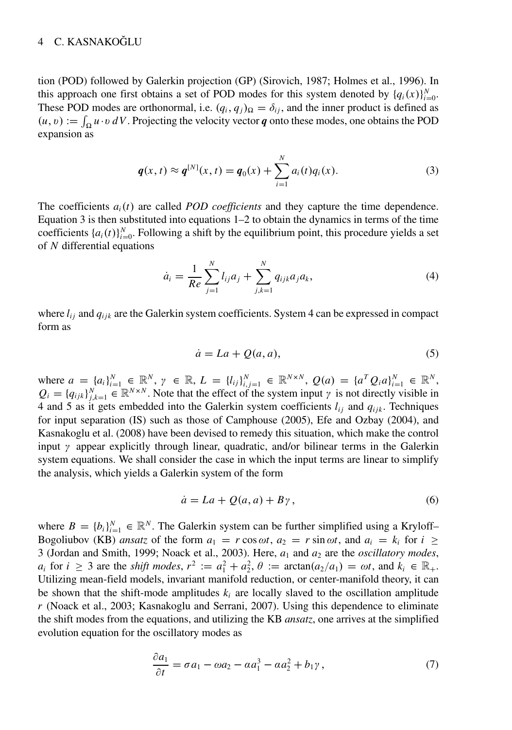tion (POD) followed by Galerkin projection (GP) (Sirovich, 1987; Holmes et al., 1996). In this approach one first obtains a set of POD modes for this system denoted by $\{q_i(x)\}_{i=0}^N$. These POD modes are orthonormal, i.e. $(q_i, q_j)_\Omega = \delta_{ij}$, and the inner product is defined as $(u, v) := \int_\Omega u \cdot v \, dV$. Projecting the velocity vector $\boldsymbol{q}$ onto these modes, one obtains the POD expansion as

$$\boldsymbol{q}(x, t) \approx \boldsymbol{q}^{[N]}(x, t) = \boldsymbol{q}_0(x) + \sum_{i=1}^{N} a_i(t) q_i(x). \tag{3}$$

The coefficients $a_i(t)$ are called *POD coefficients* and they capture the time dependence. Equation 3 is then substituted into equations 1–2 to obtain the dynamics in terms of the time coefficients $\{a_i(t)\}_{i=0}^N$. Following a shift by the equilibrium point, this procedure yields a set of $N$ differential equations

$$\dot{a}_i = \frac{1}{Re} \sum_{j=1}^{N} l_{ij} a_j + \sum_{j,k=1}^{N} q_{ijk} a_j a_k, \tag{4}$$

where $l_{ij}$ and $q_{ijk}$ are the Galerkin system coefficients. System 4 can be expressed in compact form as

$$\dot{a} = La + Q(a, a), \tag{5}$$

where $a = \{a_i\}_{i=1}^N \in \mathbb{R}^N$, $\gamma \in \mathbb{R}$, $L = \{l_{ij}\}_{i,j=1}^N \in \mathbb{R}^{N \times N}$, $Q(a) = \{a^T Q_i a\}_{i=1}^N \in \mathbb{R}^N$, $Q_i = \{q_{ijk}\}_{j,k=1}^N \in \mathbb{R}^{N \times N}$. Note that the effect of the system input $\gamma$ is not directly visible in 4 and 5 as it gets embedded into the Galerkin system coefficients $l_{ij}$ and $q_{ijk}$. Techniques for input separation (IS) such as those of Camphouse (2005), Efe and Ozbay (2004), and Kasnakoglu et al. (2008) have been devised to remedy this situation, which make the control input $\gamma$ appear explicitly through linear, quadratic, and/or bilinear terms in the Galerkin system equations. We shall consider the case in which the input terms are linear to simplify the analysis, which yields a Galerkin system of the form

$$\dot{a} = La + Q(a, a) + B\gamma, \tag{6}$$

where $B = \{b_i\}_{i=1}^N \in \mathbb{R}^N$. The Galerkin system can be further simplified using a Kryloff–Bogoliubov (KB) *ansatz* of the form $a_1 = r \cos \omega t$, $a_2 = r \sin \omega t$, and $a_i = k_i$ for $i \geq 3$ (Jordan and Smith, 1999; Noack et al., 2003). Here, $a_1$ and $a_2$ are the *oscillatory modes*, $a_i$ for $i \geq 3$ are the *shift modes*, $r^2 := a_1^2 + a_2^2$, $\theta := \arctan(a_2/a_1) = \omega t$, and $k_i \in \mathbb{R}_+$. Utilizing mean-field models, invariant manifold reduction, or center-manifold theory, it can be shown that the shift-mode amplitudes $k_i$ are locally slaved to the oscillation amplitude $r$ (Noack et al., 2003; Kasnakoglu and Serrani, 2007). Using this dependence to eliminate the shift modes from the equations, and utilizing the KB *ansatz*, one arrives at the simplified evolution equation for the oscillatory modes as

$$\frac{\partial a_1}{\partial t} = \sigma a_1 - \omega a_2 - \alpha a_1^3 - \alpha a_2^2 + b_1 \gamma, \tag{7}$$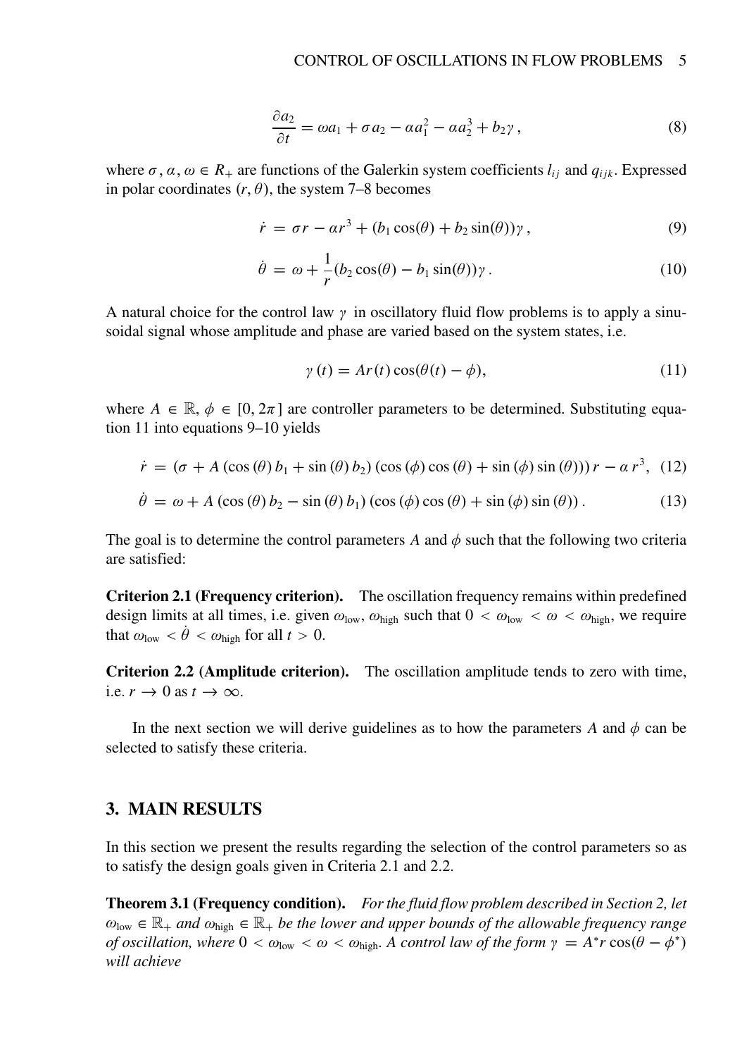$$\frac{\partial a_2}{\partial t} = \omega a_1 + \sigma a_2 - \alpha a_1^2 - \alpha a_2^3 + b_2 \gamma \,, \tag{8}$$

where $\sigma, \alpha, \omega \in R_+$ are functions of the Galerkin system coefficients $l_{ij}$ and $q_{ijk}$. Expressed in polar coordinates $(r, \theta)$, the system 7–8 becomes

$$\dot{r} \;=\; \sigma r - \alpha r^3 + (b_1 \cos(\theta) + b_2 \sin(\theta))\gamma \,, \tag{9}$$

$$\dot{\theta} \;=\; \omega + \frac{1}{r}(b_2 \cos(\theta) - b_1 \sin(\theta))\gamma \,. \tag{10}$$

A natural choice for the control law $\gamma$ in oscillatory fluid flow problems is to apply a sinusoidal signal whose amplitude and phase are varied based on the system states, i.e.

$$\gamma\,(t) = Ar(t)\cos(\theta(t) - \phi), \tag{11}$$

where $A \in \mathbb{R}$, $\phi \in [0, 2\pi]$ are controller parameters to be determined. Substituting equation 11 into equations 9–10 yields

$$\dot{r} \;=\; (\sigma + A\,(\cos(\theta)\,b_1 + \sin(\theta)\,b_2)\,(\cos(\phi)\cos(\theta) + \sin(\phi)\sin(\theta)))\,r - \alpha\,r^3, \tag{12}$$

$$\dot{\theta} \;=\; \omega + A\,(\cos(\theta)\,b_2 - \sin(\theta)\,b_1)\,(\cos(\phi)\cos(\theta) + \sin(\phi)\sin(\theta))\,. \tag{13}$$

The goal is to determine the control parameters $A$ and $\phi$ such that the following two criteria are satisfied:

**Criterion 2.1 (Frequency criterion).** The oscillation frequency remains within predefined design limits at all times, i.e. given $\omega_{\text{low}}$, $\omega_{\text{high}}$ such that $0 < \omega_{\text{low}} < \omega < \omega_{\text{high}}$, we require that $\omega_{\text{low}} < \dot{\theta} < \omega_{\text{high}}$ for all $t > 0$.

**Criterion 2.2 (Amplitude criterion).** The oscillation amplitude tends to zero with time, i.e. $r \to 0$ as $t \to \infty$.

In the next section we will derive guidelines as to how the parameters $A$ and $\phi$ can be selected to satisfy these criteria.

## 3. MAIN RESULTS

In this section we present the results regarding the selection of the control parameters so as to satisfy the design goals given in Criteria 2.1 and 2.2.

**Theorem 3.1 (Frequency condition).** *For the fluid flow problem described in Section 2, let $\omega_{\text{low}} \in \mathbb{R}_+$ and $\omega_{\text{high}} \in \mathbb{R}_+$ be the lower and upper bounds of the allowable frequency range of oscillation, where $0 < \omega_{\text{low}} < \omega < \omega_{\text{high}}$. A control law of the form $\gamma = A^* r \cos(\theta - \phi^*)$ will achieve*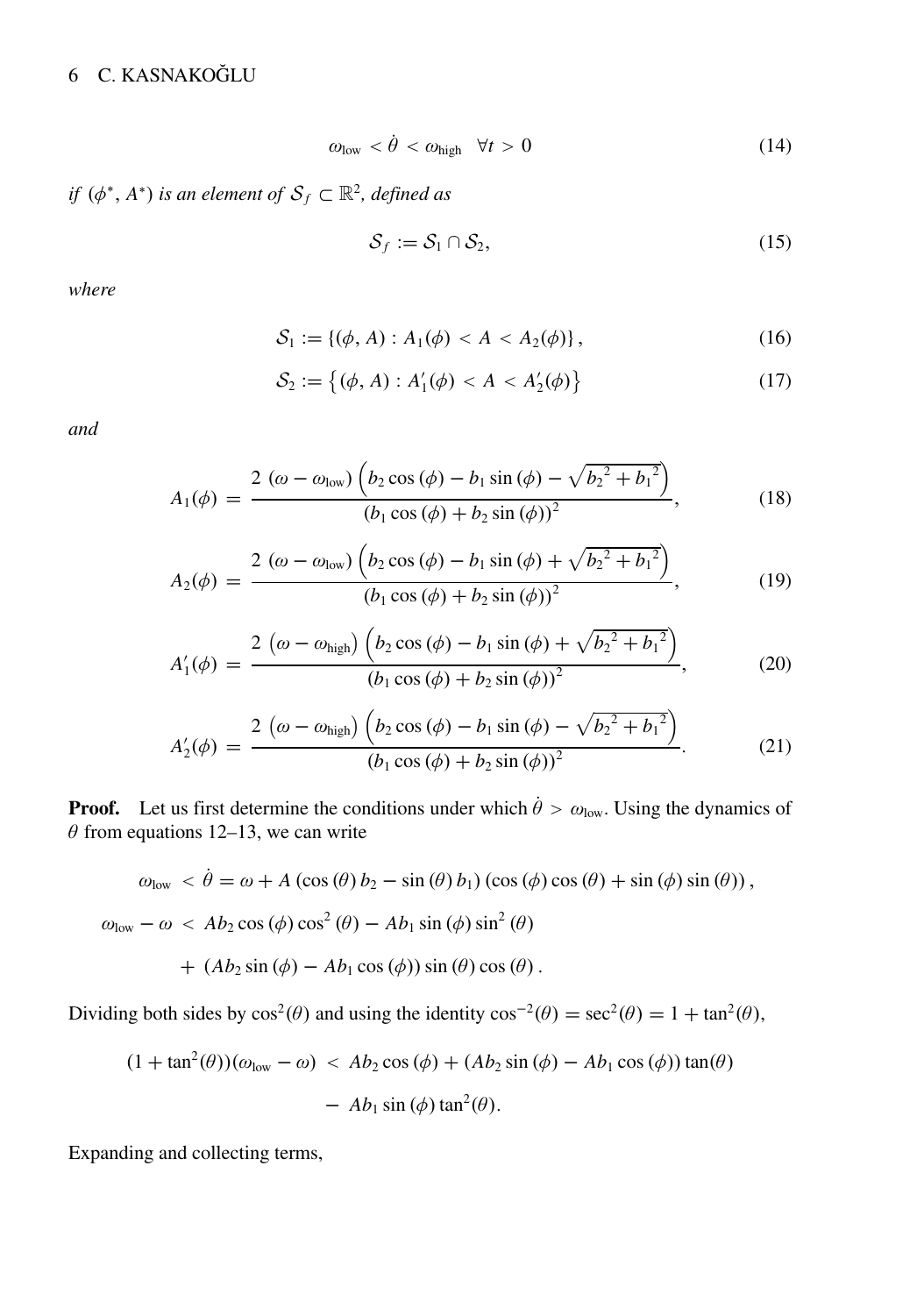$$\omega_{\text{low}} < \dot{\theta} < \omega_{\text{high}} \quad \forall t > 0 \tag{14}$$

*if* $(\phi^*, A^*)$ *is an element of* $\mathcal{S}_f \subset \mathbb{R}^2$*, defined as*

$$\mathcal{S}_f := \mathcal{S}_1 \cap \mathcal{S}_2, \tag{15}$$

*where*

$$\mathcal{S}_1 := \{(\phi, A) : A_1(\phi) < A < A_2(\phi)\}, \tag{16}$$

$$\mathcal{S}_2 := \left\{(\phi, A) : A_1'(\phi) < A < A_2'(\phi)\right\} \tag{17}$$

*and*

$$A_1(\phi) = \frac{2\,(\omega - \omega_{\text{low}})\left(b_2\cos(\phi) - b_1\sin(\phi) - \sqrt{{b_2}^2 + {b_1}^2}\right)}{(b_1\cos(\phi) + b_2\sin(\phi))^2}, \tag{18}$$

$$A_2(\phi) = \frac{2\,(\omega - \omega_{\text{low}})\left(b_2\cos(\phi) - b_1\sin(\phi) + \sqrt{{b_2}^2 + {b_1}^2}\right)}{(b_1\cos(\phi) + b_2\sin(\phi))^2}, \tag{19}$$

$$A_1'(\phi) = \frac{2\,\left(\omega - \omega_{\text{high}}\right)\left(b_2\cos(\phi) - b_1\sin(\phi) + \sqrt{{b_2}^2 + {b_1}^2}\right)}{(b_1\cos(\phi) + b_2\sin(\phi))^2}, \tag{20}$$

$$A_2'(\phi) = \frac{2\,\left(\omega - \omega_{\text{high}}\right)\left(b_2\cos(\phi) - b_1\sin(\phi) - \sqrt{{b_2}^2 + {b_1}^2}\right)}{(b_1\cos(\phi) + b_2\sin(\phi))^2}. \tag{21}$$

**Proof.** Let us first determine the conditions under which $\dot{\theta} > \omega_{\text{low}}$. Using the dynamics of $\theta$ from equations 12–13, we can write

$$\omega_{\text{low}} < \dot{\theta} = \omega + A\left(\cos(\theta)\, b_2 - \sin(\theta)\, b_1\right)\left(\cos(\phi)\cos(\theta) + \sin(\phi)\sin(\theta)\right),$$

$$\omega_{\text{low}} - \omega < Ab_2\cos(\phi)\cos^2(\theta) - Ab_1\sin(\phi)\sin^2(\theta)$$
$$+ \,(Ab_2\sin(\phi) - Ab_1\cos(\phi))\sin(\theta)\cos(\theta).$$

Dividing both sides by $\cos^2(\theta)$ and using the identity $\cos^{-2}(\theta) = \sec^2(\theta) = 1 + \tan^2(\theta)$,

$$(1 + \tan^2(\theta))(\omega_{\text{low}} - \omega) < Ab_2\cos(\phi) + (Ab_2\sin(\phi) - Ab_1\cos(\phi))\tan(\theta)$$
$$-\, Ab_1\sin(\phi)\tan^2(\theta).$$

Expanding and collecting terms,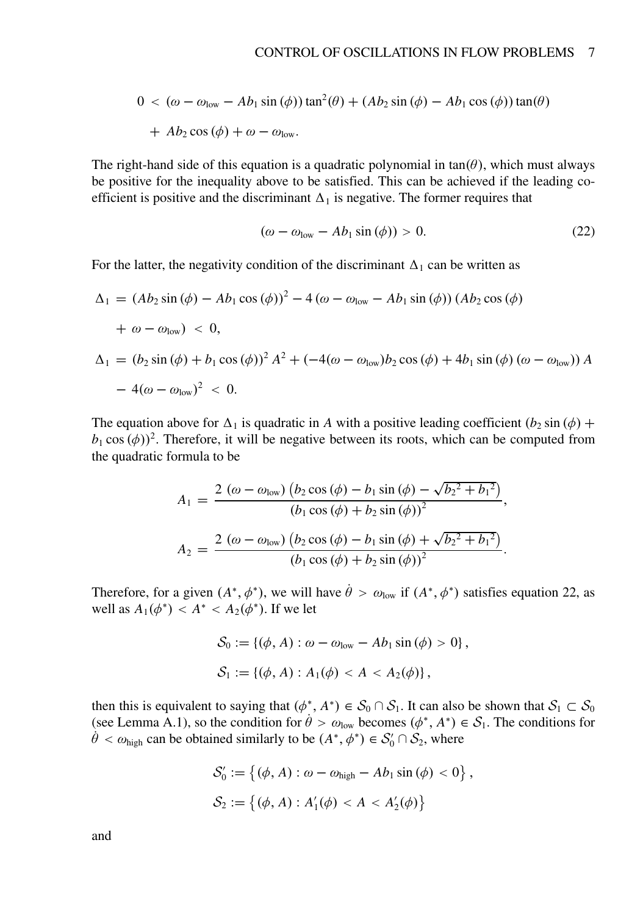$$
\begin{aligned}
0 \;<\; &(\omega - \omega_{\text{low}} - Ab_1 \sin(\phi)) \tan^2(\theta) + (Ab_2 \sin(\phi) - Ab_1 \cos(\phi)) \tan(\theta) \\
&+\; Ab_2 \cos(\phi) + \omega - \omega_{\text{low}}.
\end{aligned}
$$

The right-hand side of this equation is a quadratic polynomial in $\tan(\theta)$, which must always be positive for the inequality above to be satisfied. This can be achieved if the leading coefficient is positive and the discriminant $\Delta_1$ is negative. The former requires that

$$
(\omega - \omega_{\text{low}} - Ab_1 \sin(\phi)) > 0. \tag{22}
$$

For the latter, the negativity condition of the discriminant $\Delta_1$ can be written as

$$
\begin{aligned}
\Delta_1 \;=\; &(Ab_2 \sin(\phi) - Ab_1 \cos(\phi))^2 - 4\,(\omega - \omega_{\text{low}} - Ab_1 \sin(\phi))\,(Ab_2 \cos(\phi) \\
&+\; \omega - \omega_{\text{low}}) \;<\; 0, \\
\Delta_1 \;=\; &(b_2 \sin(\phi) + b_1 \cos(\phi))^2 A^2 + (-4(\omega - \omega_{\text{low}}) b_2 \cos(\phi) + 4 b_1 \sin(\phi)\,(\omega - \omega_{\text{low}}))\,A \\
&-\; 4(\omega - \omega_{\text{low}})^2 \;<\; 0.
\end{aligned}
$$

The equation above for $\Delta_1$ is quadratic in $A$ with a positive leading coefficient $(b_2 \sin(\phi) + b_1 \cos(\phi))^2$. Therefore, it will be negative between its roots, which can be computed from the quadratic formula to be

$$
A_1 \;=\; \frac{2\,(\omega - \omega_{\text{low}})\left(b_2 \cos(\phi) - b_1 \sin(\phi) - \sqrt{{b_2}^2 + {b_1}^2}\right)}{(b_1 \cos(\phi) + b_2 \sin(\phi))^2},
$$

$$
A_2 \;=\; \frac{2\,(\omega - \omega_{\text{low}})\left(b_2 \cos(\phi) - b_1 \sin(\phi) + \sqrt{{b_2}^2 + {b_1}^2}\right)}{(b_1 \cos(\phi) + b_2 \sin(\phi))^2}.
$$

Therefore, for a given $(A^*, \phi^*)$, we will have $\dot{\theta} > \omega_{\text{low}}$ if $(A^*, \phi^*)$ satisfies equation 22, as well as $A_1(\phi^*) < A^* < A_2(\phi^*)$. If we let

$$
\begin{aligned}
\mathcal{S}_0 &:= \{(\phi, A) : \omega - \omega_{\text{low}} - Ab_1 \sin(\phi) > 0\}, \\
\mathcal{S}_1 &:= \{(\phi, A) : A_1(\phi) < A < A_2(\phi)\},
\end{aligned}
$$

then this is equivalent to saying that $(\phi^*, A^*) \in \mathcal{S}_0 \cap \mathcal{S}_1$. It can also be shown that $\mathcal{S}_1 \subset \mathcal{S}_0$ (see Lemma A.1), so the condition for $\dot{\theta} > \omega_{\text{low}}$ becomes $(\phi^*, A^*) \in \mathcal{S}_1$. The conditions for $\dot{\theta} < \omega_{\text{high}}$ can be obtained similarly to be $(A^*, \phi^*) \in \mathcal{S}_0' \cap \mathcal{S}_2$, where

$$
\begin{aligned}
\mathcal{S}_0' &:= \left\{(\phi, A) : \omega - \omega_{\text{high}} - Ab_1 \sin(\phi) < 0\right\}, \\
\mathcal{S}_2 &:= \left\{(\phi, A) : A_1'(\phi) < A < A_2'(\phi)\right\}
\end{aligned}
$$

and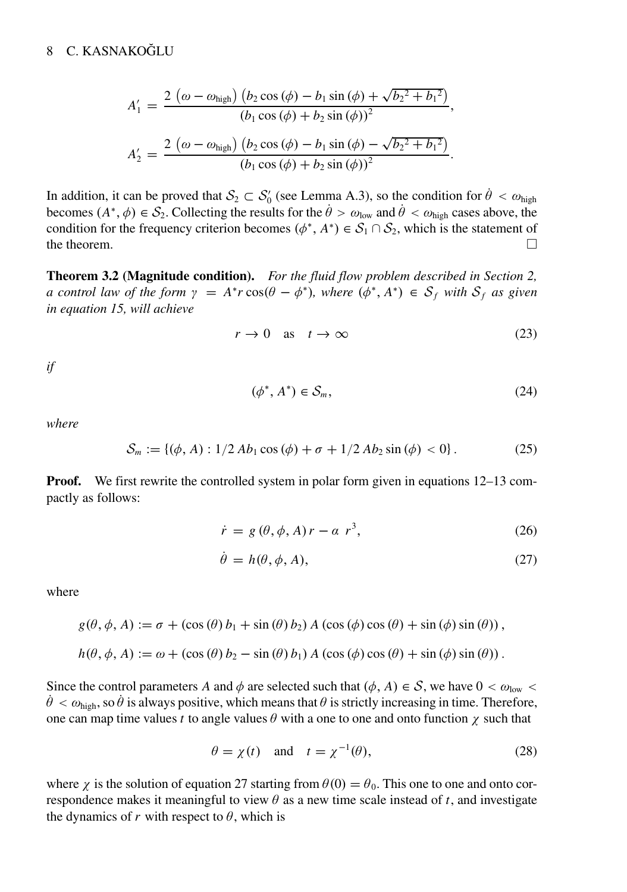$$A_1' = \frac{2\left(\omega - \omega_{\text{high}}\right)\left(b_2\cos(\phi) - b_1\sin(\phi) + \sqrt{b_2{}^2 + b_1{}^2}\right)}{\left(b_1\cos(\phi) + b_2\sin(\phi)\right)^2},$$

$$A_2' = \frac{2\left(\omega - \omega_{\text{high}}\right)\left(b_2\cos(\phi) - b_1\sin(\phi) - \sqrt{b_2{}^2 + b_1{}^2}\right)}{\left(b_1\cos(\phi) + b_2\sin(\phi)\right)^2}.$$

In addition, it can be proved that $\mathcal{S}_2 \subset \mathcal{S}_0'$ (see Lemma A.3), so the condition for $\dot{\theta} < \omega_{\text{high}}$ becomes $(A^*, \phi) \in \mathcal{S}_2$. Collecting the results for the $\dot{\theta} > \omega_{\text{low}}$ and $\dot{\theta} < \omega_{\text{high}}$ cases above, the condition for the frequency criterion becomes $(\phi^*, A^*) \in \mathcal{S}_1 \cap \mathcal{S}_2$, which is the statement of the theorem. □

**Theorem 3.2 (Magnitude condition).** *For the fluid flow problem described in Section 2, a control law of the form* $\gamma = A^* r\cos(\theta - \phi^*)$*, where* $(\phi^*, A^*) \in \mathcal{S}_f$ *with* $\mathcal{S}_f$ *as given in equation 15, will achieve*

$$r \to 0 \quad \text{as} \quad t \to \infty \tag{23}$$

*if*

$$(\phi^*, A^*) \in \mathcal{S}_m, \tag{24}$$

*where*

$$\mathcal{S}_m := \{(\phi, A) : 1/2\,Ab_1\cos(\phi) + \sigma + 1/2\,Ab_2\sin(\phi) < 0\}. \tag{25}$$

**Proof.** We first rewrite the controlled system in polar form given in equations 12–13 compactly as follows:

$$\dot{r} = g\left(\theta, \phi, A\right) r - \alpha\ r^3, \tag{26}$$

$$\dot{\theta} = h(\theta, \phi, A), \tag{27}$$

where

$$g(\theta, \phi, A) := \sigma + \left(\cos(\theta)\,b_1 + \sin(\theta)\,b_2\right)A\left(\cos(\phi)\cos(\theta) + \sin(\phi)\sin(\theta)\right),$$

$$h(\theta, \phi, A) := \omega + \left(\cos(\theta)\,b_2 - \sin(\theta)\,b_1\right)A\left(\cos(\phi)\cos(\theta) + \sin(\phi)\sin(\theta)\right).$$

Since the control parameters $A$ and $\phi$ are selected such that $(\phi, A) \in \mathcal{S}$, we have $0 < \omega_{\text{low}} < \dot{\theta} < \omega_{\text{high}}$, so $\dot{\theta}$ is always positive, which means that $\theta$ is strictly increasing in time. Therefore, one can map time values $t$ to angle values $\theta$ with a one to one and onto function $\chi$ such that

$$\theta = \chi(t) \quad \text{and} \quad t = \chi^{-1}(\theta), \tag{28}$$

where $\chi$ is the solution of equation 27 starting from $\theta(0) = \theta_0$. This one to one and onto correspondence makes it meaningful to view $\theta$ as a new time scale instead of $t$, and investigate the dynamics of $r$ with respect to $\theta$, which is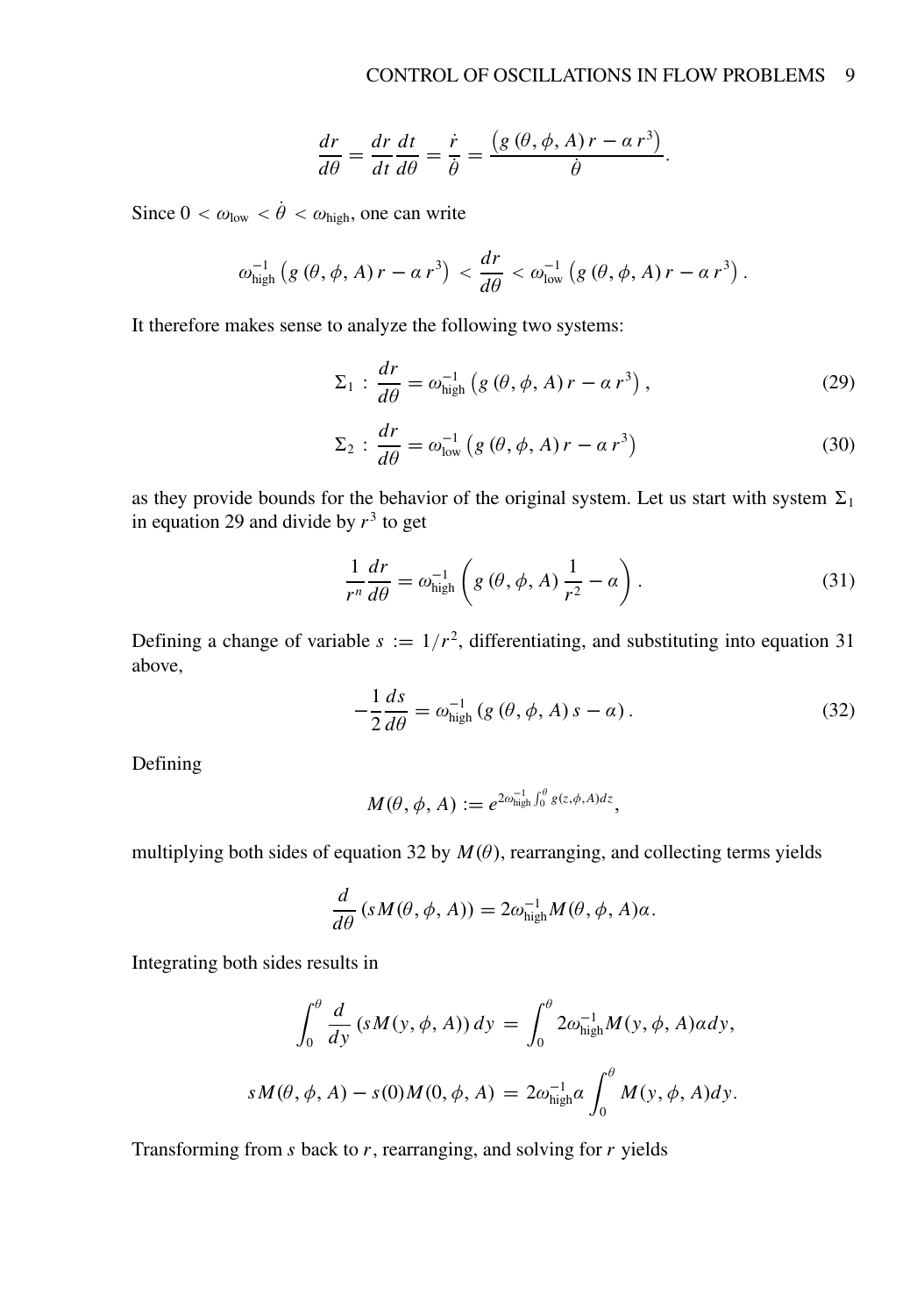$$\frac{dr}{d\theta} = \frac{dr}{dt}\frac{dt}{d\theta} = \frac{\dot{r}}{\dot{\theta}} = \frac{\left(g\left(\theta, \phi, A\right) r - \alpha\, r^3\right)}{\dot{\theta}}.$$

Since $0 < \omega_{\mathrm{low}} < \dot{\theta} < \omega_{\mathrm{high}}$, one can write

$$\omega_{\mathrm{high}}^{-1}\left(g\left(\theta, \phi, A\right) r - \alpha\, r^3\right) < \frac{dr}{d\theta} < \omega_{\mathrm{low}}^{-1}\left(g\left(\theta, \phi, A\right) r - \alpha\, r^3\right).$$

It therefore makes sense to analyze the following two systems:

$$\Sigma_1 : \frac{dr}{d\theta} = \omega_{\mathrm{high}}^{-1}\left(g\left(\theta, \phi, A\right) r - \alpha\, r^3\right), \tag{29}$$

$$\Sigma_2 : \frac{dr}{d\theta} = \omega_{\mathrm{low}}^{-1}\left(g\left(\theta, \phi, A\right) r - \alpha\, r^3\right) \tag{30}$$

as they provide bounds for the behavior of the original system. Let us start with system $\Sigma_1$ in equation 29 and divide by $r^3$ to get

$$\frac{1}{r^n}\frac{dr}{d\theta} = \omega_{\mathrm{high}}^{-1}\left(g\left(\theta, \phi, A\right)\frac{1}{r^2} - \alpha\right). \tag{31}$$

Defining a change of variable $s := 1/r^2$, differentiating, and substituting into equation 31 above,

$$-\frac{1}{2}\frac{ds}{d\theta} = \omega_{\mathrm{high}}^{-1}\left(g\left(\theta, \phi, A\right) s - \alpha\right). \tag{32}$$

Defining

$$M(\theta, \phi, A) := e^{2\omega_{\mathrm{high}}^{-1}\int_0^\theta g(z,\phi,A)dz},$$

multiplying both sides of equation 32 by $M(\theta)$, rearranging, and collecting terms yields

$$\frac{d}{d\theta}\left(sM(\theta, \phi, A)\right) = 2\omega_{\mathrm{high}}^{-1} M(\theta, \phi, A)\alpha.$$

Integrating both sides results in

$$\int_0^\theta \frac{d}{dy}\left(sM(y, \phi, A)\right) dy = \int_0^\theta 2\omega_{\mathrm{high}}^{-1} M(y, \phi, A)\alpha dy,$$

$$sM(\theta, \phi, A) - s(0)M(0, \phi, A) = 2\omega_{\mathrm{high}}^{-1}\alpha \int_0^\theta M(y, \phi, A)dy.$$

Transforming from $s$ back to $r$, rearranging, and solving for $r$ yields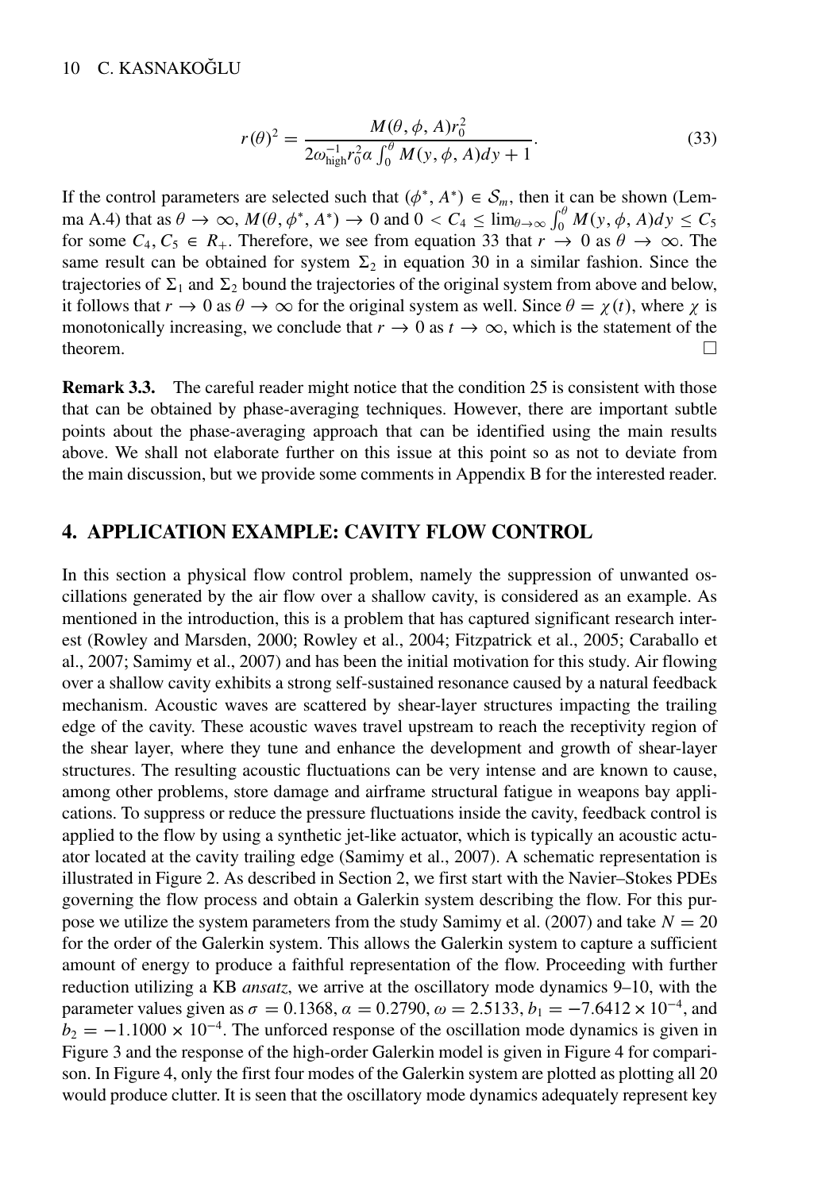$$r(\theta)^2 = \frac{M(\theta, \phi, A) r_0^2}{2\omega_{\text{high}}^{-1} r_0^2 \alpha \int_0^\theta M(y, \phi, A) dy + 1}. \tag{33}$$

If the control parameters are selected such that $(\phi^*, A^*) \in \mathcal{S}_m$, then it can be shown (Lemma A.4) that as $\theta \to \infty$, $M(\theta, \phi^*, A^*) \to 0$ and $0 < C_4 \leq \lim_{\theta\to\infty} \int_0^\theta M(y, \phi, A) dy \leq C_5$ for some $C_4, C_5 \in R_+$. Therefore, we see from equation 33 that $r \to 0$ as $\theta \to \infty$. The same result can be obtained for system $\Sigma_2$ in equation 30 in a similar fashion. Since the trajectories of $\Sigma_1$ and $\Sigma_2$ bound the trajectories of the original system from above and below, it follows that $r \to 0$ as $\theta \to \infty$ for the original system as well. Since $\theta = \chi(t)$, where $\chi$ is monotonically increasing, we conclude that $r \to 0$ as $t \to \infty$, which is the statement of the theorem. □

**Remark 3.3.** The careful reader might notice that the condition 25 is consistent with those that can be obtained by phase-averaging techniques. However, there are important subtle points about the phase-averaging approach that can be identified using the main results above. We shall not elaborate further on this issue at this point so as not to deviate from the main discussion, but we provide some comments in Appendix B for the interested reader.

## 4. APPLICATION EXAMPLE: CAVITY FLOW CONTROL

In this section a physical flow control problem, namely the suppression of unwanted oscillations generated by the air flow over a shallow cavity, is considered as an example. As mentioned in the introduction, this is a problem that has captured significant research interest (Rowley and Marsden, 2000; Rowley et al., 2004; Fitzpatrick et al., 2005; Caraballo et al., 2007; Samimy et al., 2007) and has been the initial motivation for this study. Air flowing over a shallow cavity exhibits a strong self-sustained resonance caused by a natural feedback mechanism. Acoustic waves are scattered by shear-layer structures impacting the trailing edge of the cavity. These acoustic waves travel upstream to reach the receptivity region of the shear layer, where they tune and enhance the development and growth of shear-layer structures. The resulting acoustic fluctuations can be very intense and are known to cause, among other problems, store damage and airframe structural fatigue in weapons bay applications. To suppress or reduce the pressure fluctuations inside the cavity, feedback control is applied to the flow by using a synthetic jet-like actuator, which is typically an acoustic actuator located at the cavity trailing edge (Samimy et al., 2007). A schematic representation is illustrated in Figure 2. As described in Section 2, we first start with the Navier–Stokes PDEs governing the flow process and obtain a Galerkin system describing the flow. For this purpose we utilize the system parameters from the study Samimy et al. (2007) and take $N = 20$ for the order of the Galerkin system. This allows the Galerkin system to capture a sufficient amount of energy to produce a faithful representation of the flow. Proceeding with further reduction utilizing a KB *ansatz*, we arrive at the oscillatory mode dynamics 9–10, with the parameter values given as $\sigma = 0.1368$, $\alpha = 0.2790$, $\omega = 2.5133$, $b_1 = -7.6412 \times 10^{-4}$, and $b_2 = -1.1000 \times 10^{-4}$. The unforced response of the oscillation mode dynamics is given in Figure 3 and the response of the high-order Galerkin model is given in Figure 4 for comparison. In Figure 4, only the first four modes of the Galerkin system are plotted as plotting all 20 would produce clutter. It is seen that the oscillatory mode dynamics adequately represent key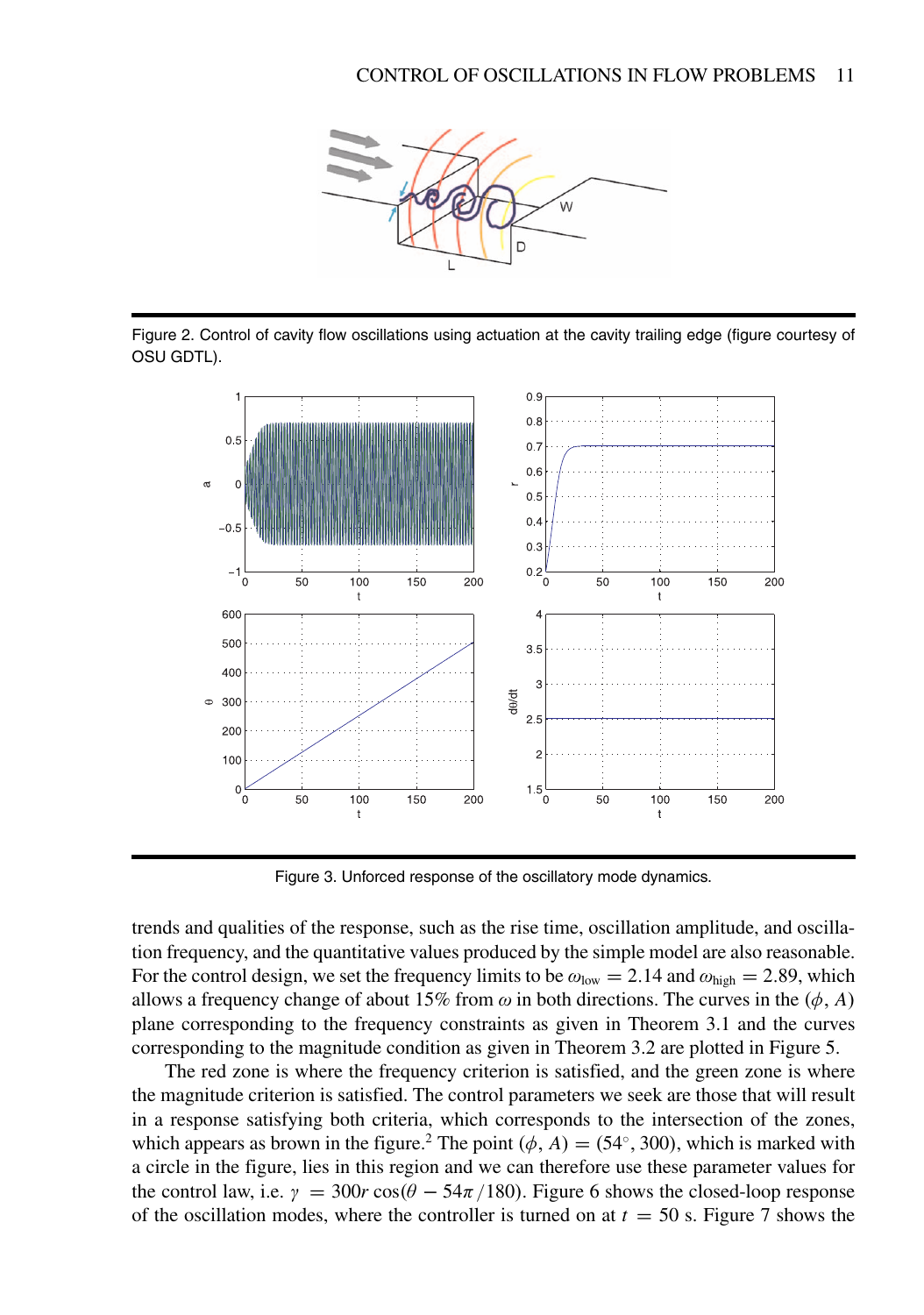Figure 2. Control of cavity flow oscillations using actuation at the cavity trailing edge (figure courtesy of OSU GDTL).

Figure 3. Unforced response of the oscillatory mode dynamics.

trends and qualities of the response, such as the rise time, oscillation amplitude, and oscillation frequency, and the quantitative values produced by the simple model are also reasonable. For the control design, we set the frequency limits to be $\omega_{\text{low}} = 2.14$ and $\omega_{\text{high}} = 2.89$, which allows a frequency change of about 15% from $\omega$ in both directions. The curves in the $(\phi, A)$ plane corresponding to the frequency constraints as given in Theorem 3.1 and the curves corresponding to the magnitude condition as given in Theorem 3.2 are plotted in Figure 5.

The red zone is where the frequency criterion is satisfied, and the green zone is where the magnitude criterion is satisfied. The control parameters we seek are those that will result in a response satisfying both criteria, which corresponds to the intersection of the zones, which appears as brown in the figure.[2] The point $(\phi, A) = (54^{\circ}, 300)$, which is marked with a circle in the figure, lies in this region and we can therefore use these parameter values for the control law, i.e. $\gamma = 300r\cos(\theta - 54\pi/180)$. Figure 6 shows the closed-loop response of the oscillation modes, where the controller is turned on at $t = 50$ s. Figure 7 shows the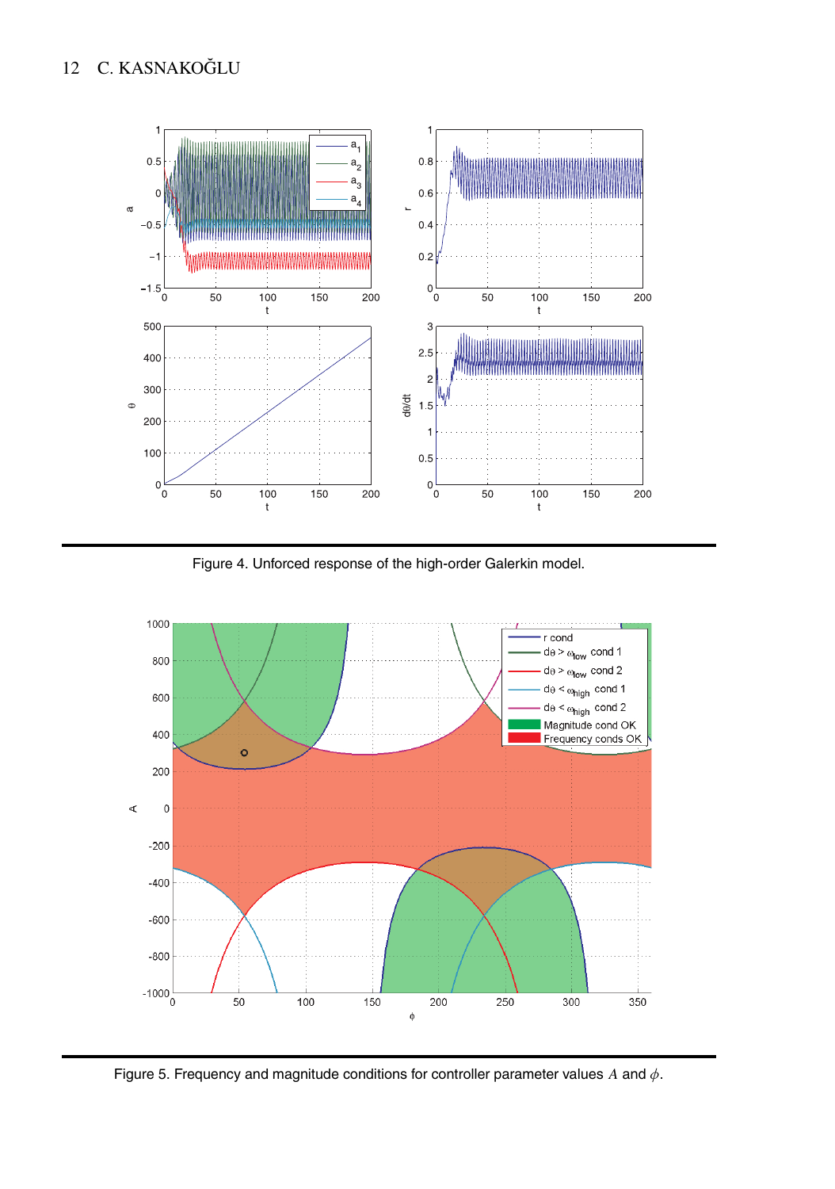Figure 4. Unforced response of the high-order Galerkin model.

Figure 5. Frequency and magnitude conditions for controller parameter values $A$ and $\phi$.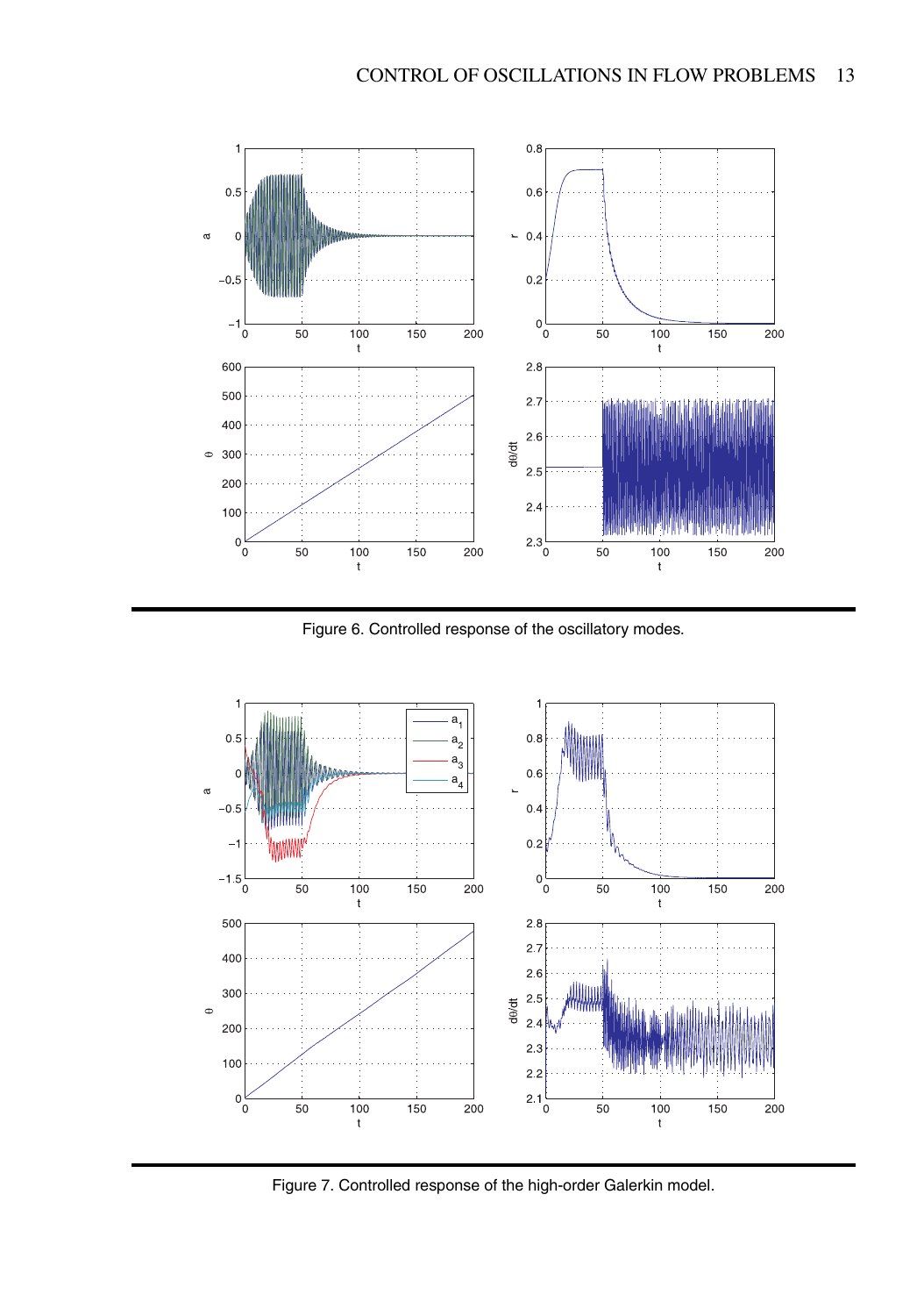Figure 6. Controlled response of the oscillatory modes.

Figure 7. Controlled response of the high-order Galerkin model.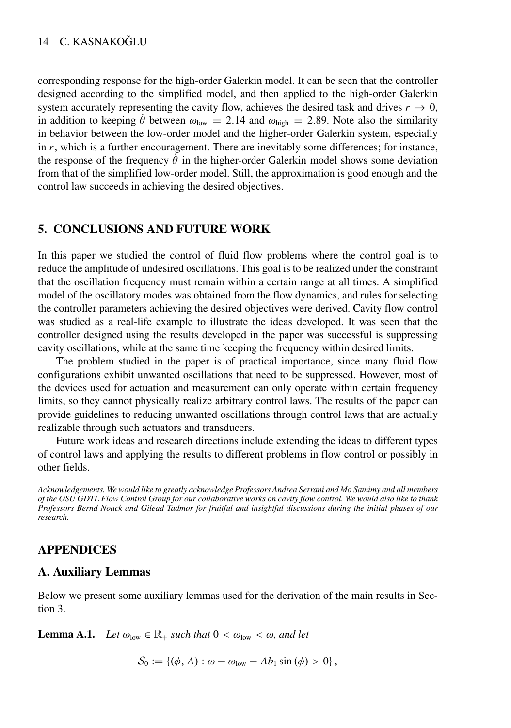corresponding response for the high-order Galerkin model. It can be seen that the controller designed according to the simplified model, and then applied to the high-order Galerkin system accurately representing the cavity flow, achieves the desired task and drives $r \to 0$, in addition to keeping $\dot{\theta}$ between $\omega_{\text{low}} = 2.14$ and $\omega_{\text{high}} = 2.89$. Note also the similarity in behavior between the low-order model and the higher-order Galerkin system, especially in $r$, which is a further encouragement. There are inevitably some differences; for instance, the response of the frequency $\dot{\theta}$ in the higher-order Galerkin model shows some deviation from that of the simplified low-order model. Still, the approximation is good enough and the control law succeeds in achieving the desired objectives.

## 5. CONCLUSIONS AND FUTURE WORK

In this paper we studied the control of fluid flow problems where the control goal is to reduce the amplitude of undesired oscillations. This goal is to be realized under the constraint that the oscillation frequency must remain within a certain range at all times. A simplified model of the oscillatory modes was obtained from the flow dynamics, and rules for selecting the controller parameters achieving the desired objectives were derived. Cavity flow control was studied as a real-life example to illustrate the ideas developed. It was seen that the controller designed using the results developed in the paper was successful is suppressing cavity oscillations, while at the same time keeping the frequency within desired limits.

The problem studied in the paper is of practical importance, since many fluid flow configurations exhibit unwanted oscillations that need to be suppressed. However, most of the devices used for actuation and measurement can only operate within certain frequency limits, so they cannot physically realize arbitrary control laws. The results of the paper can provide guidelines to reducing unwanted oscillations through control laws that are actually realizable through such actuators and transducers.

Future work ideas and research directions include extending the ideas to different types of control laws and applying the results to different problems in flow control or possibly in other fields.

*Acknowledgements. We would like to greatly acknowledge Professors Andrea Serrani and Mo Samimy and all members of the OSU GDTL Flow Control Group for our collaborative works on cavity flow control. We would also like to thank Professors Bernd Noack and Gilead Tadmor for fruitful and insightful discussions during the initial phases of our research.*

## APPENDICES

### A. Auxiliary Lemmas

Below we present some auxiliary lemmas used for the derivation of the main results in Section 3.

**Lemma A.1.** *Let $\omega_{\text{low}} \in \mathbb{R}_+$ such that $0 < \omega_{\text{low}} < \omega$, and let*

$$\mathcal{S}_0 := \{(\phi, A) : \omega - \omega_{\text{low}} - Ab_1 \sin(\phi) > 0\},$$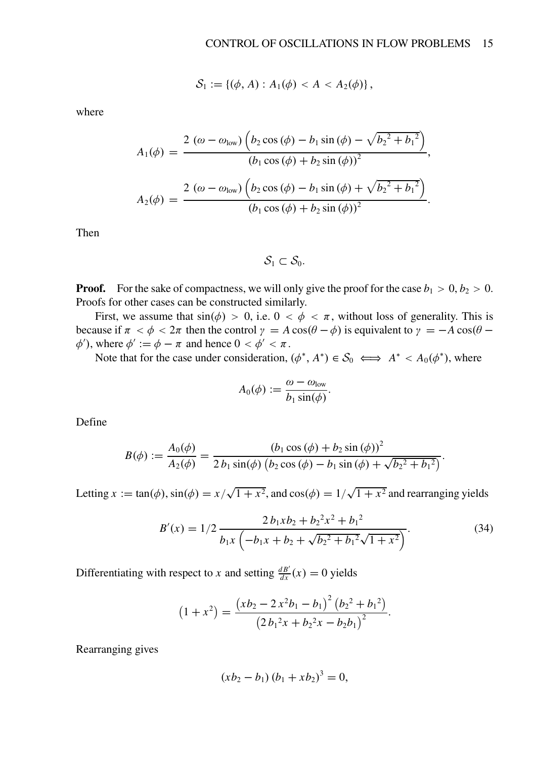$$\mathcal{S}_1 := \{(\phi, A) : A_1(\phi) < A < A_2(\phi)\},$$

where

$$A_1(\phi) = \frac{2\,(\omega - \omega_{\text{low}})\left(b_2 \cos(\phi) - b_1 \sin(\phi) - \sqrt{{b_2}^2 + {b_1}^2}\right)}{(b_1 \cos(\phi) + b_2 \sin(\phi))^2},$$

$$A_2(\phi) = \frac{2\,(\omega - \omega_{\text{low}})\left(b_2 \cos(\phi) - b_1 \sin(\phi) + \sqrt{{b_2}^2 + {b_1}^2}\right)}{(b_1 \cos(\phi) + b_2 \sin(\phi))^2}.$$

Then

$$\mathcal{S}_1 \subset \mathcal{S}_0.$$

**Proof.** For the sake of compactness, we will only give the proof for the case $b_1 > 0, b_2 > 0$. Proofs for other cases can be constructed similarly.

First, we assume that $\sin(\phi) > 0$, i.e. $0 < \phi < \pi$, without loss of generality. This is because if $\pi < \phi < 2\pi$ then the control $\gamma = A\cos(\theta - \phi)$ is equivalent to $\gamma = -A\cos(\theta - \phi')$, where $\phi' := \phi - \pi$ and hence $0 < \phi' < \pi$.

Note that for the case under consideration, $(\phi^*, A^*) \in \mathcal{S}_0 \iff A^* < A_0(\phi^*)$, where

$$A_0(\phi) := \frac{\omega - \omega_{\text{low}}}{b_1 \sin(\phi)}.$$

Define

$$B(\phi) := \frac{A_0(\phi)}{A_2(\phi)} = \frac{(b_1 \cos(\phi) + b_2 \sin(\phi))^2}{2\, b_1 \sin(\phi)\left(b_2 \cos(\phi) - b_1 \sin(\phi) + \sqrt{{b_2}^2 + {b_1}^2}\right)}.$$

Letting $x := \tan(\phi)$, $\sin(\phi) = x/\sqrt{1+x^2}$, and $\cos(\phi) = 1/\sqrt{1+x^2}$ and rearranging yields

$$B'(x) = 1/2\,\frac{2\, b_1 x b_2 + {b_2}^2 x^2 + {b_1}^2}{b_1 x\left(-b_1 x + b_2 + \sqrt{{b_2}^2 + {b_1}^2}\sqrt{1+x^2}\right)}. \tag{34}$$

Differentiating with respect to $x$ and setting $\frac{dB'}{dx}(x) = 0$ yields

$$\left(1 + x^2\right) = \frac{\left(x b_2 - 2\, x^2 b_1 - b_1\right)^2 \left({b_2}^2 + {b_1}^2\right)}{\left(2\, {b_1}^2 x + {b_2}^2 x - b_2 b_1\right)^2}.$$

Rearranging gives

$$(x b_2 - b_1)\,(b_1 + x b_2)^3 = 0,$$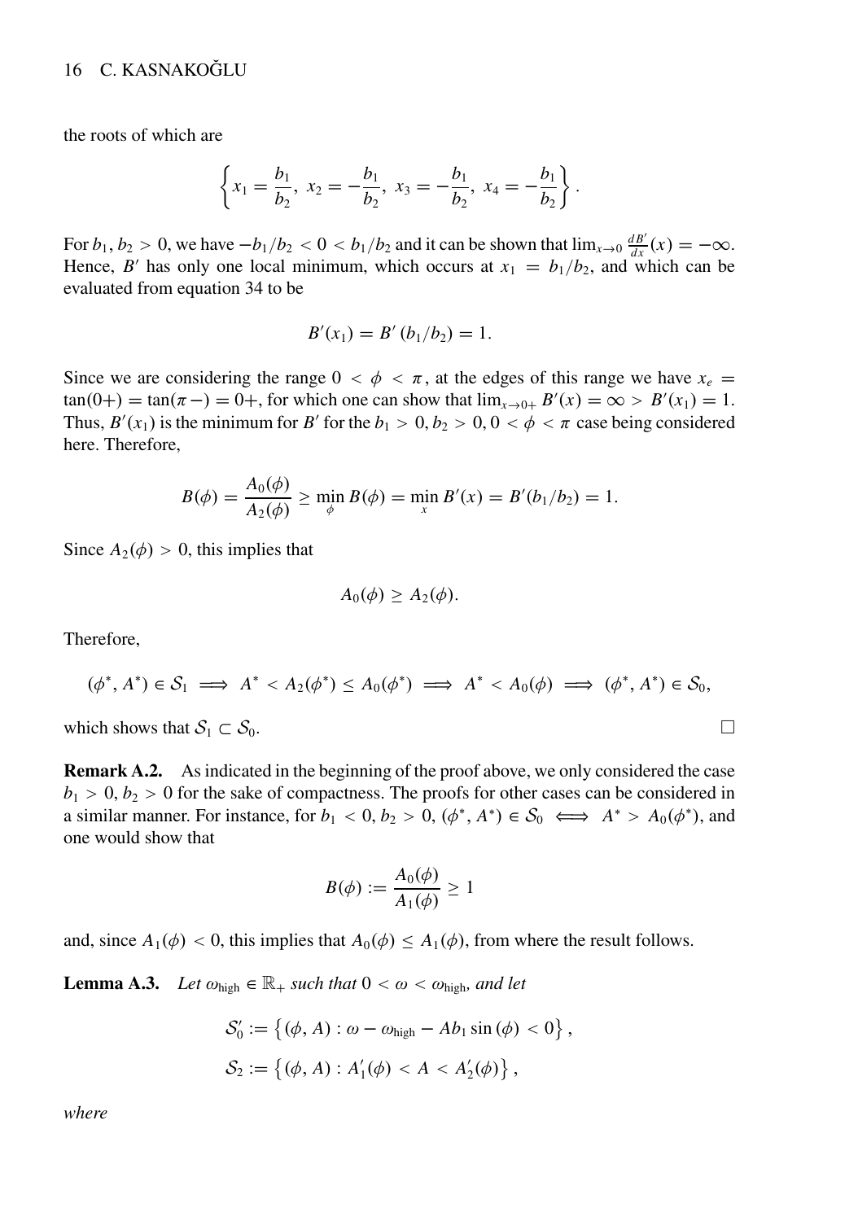the roots of which are

$$\left\{ x_1 = \frac{b_1}{b_2},\ x_2 = -\frac{b_1}{b_2},\ x_3 = -\frac{b_1}{b_2},\ x_4 = -\frac{b_1}{b_2} \right\}.$$

For $b_1, b_2 > 0$, we have $-b_1/b_2 < 0 < b_1/b_2$ and it can be shown that $\lim_{x \to 0} \frac{dB'}{dx}(x) = -\infty$. Hence, $B'$ has only one local minimum, which occurs at $x_1 = b_1/b_2$, and which can be evaluated from equation 34 to be

$$B'(x_1) = B'(b_1/b_2) = 1.$$

Since we are considering the range $0 < \phi < \pi$, at the edges of this range we have $x_e = \tan(0+) = \tan(\pi-) = 0+$, for which one can show that $\lim_{x \to 0+} B'(x) = \infty > B'(x_1) = 1$. Thus, $B'(x_1)$ is the minimum for $B'$ for the $b_1 > 0, b_2 > 0, 0 < \phi < \pi$ case being considered here. Therefore,

$$B(\phi) = \frac{A_0(\phi)}{A_2(\phi)} \geq \min_{\phi} B(\phi) = \min_{x} B'(x) = B'(b_1/b_2) = 1.$$

Since $A_2(\phi) > 0$, this implies that

$$A_0(\phi) \geq A_2(\phi).$$

Therefore,

$$(\phi^*, A^*) \in \mathcal{S}_1 \implies A^* < A_2(\phi^*) \leq A_0(\phi^*) \implies A^* < A_0(\phi) \implies (\phi^*, A^*) \in \mathcal{S}_0,$$

which shows that $\mathcal{S}_1 \subset \mathcal{S}_0$. □

**Remark A.2.** As indicated in the beginning of the proof above, we only considered the case $b_1 > 0, b_2 > 0$ for the sake of compactness. The proofs for other cases can be considered in a similar manner. For instance, for $b_1 < 0, b_2 > 0$, $(\phi^*, A^*) \in \mathcal{S}_0 \iff A^* > A_0(\phi^*)$, and one would show that

$$B(\phi) := \frac{A_0(\phi)}{A_1(\phi)} \geq 1$$

and, since $A_1(\phi) < 0$, this implies that $A_0(\phi) \leq A_1(\phi)$, from where the result follows.

**Lemma A.3.** *Let $\omega_{\text{high}} \in \mathbb{R}_+$ such that $0 < \omega < \omega_{\text{high}}$, and let*

$$\mathcal{S}_0' := \left\{ (\phi, A) : \omega - \omega_{\text{high}} - Ab_1 \sin(\phi) < 0 \right\},$$

$$\mathcal{S}_2 := \left\{ (\phi, A) : A_1'(\phi) < A < A_2'(\phi) \right\},$$

*where*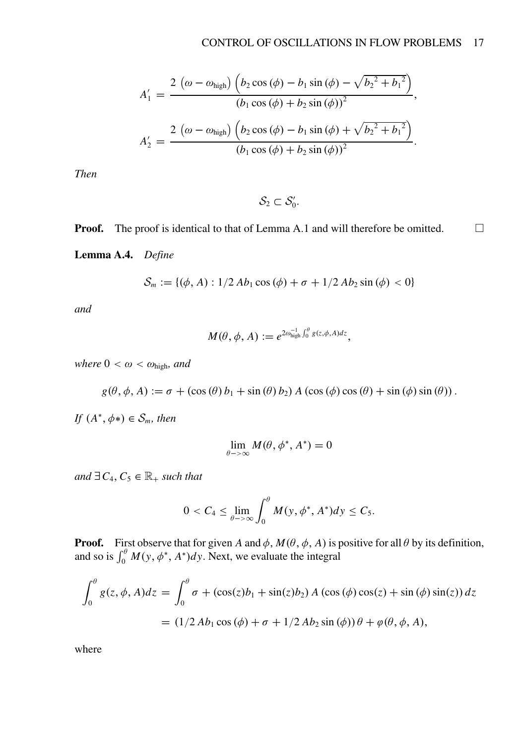$$A_1' = \frac{2\left(\omega - \omega_{\text{high}}\right)\left(b_2\cos(\phi) - b_1\sin(\phi) - \sqrt{{b_2}^2 + {b_1}^2}\right)}{\left(b_1\cos(\phi) + b_2\sin(\phi)\right)^2},$$

$$A_2' = \frac{2\left(\omega - \omega_{\text{high}}\right)\left(b_2\cos(\phi) - b_1\sin(\phi) + \sqrt{{b_2}^2 + {b_1}^2}\right)}{\left(b_1\cos(\phi) + b_2\sin(\phi)\right)^2}.$$

*Then*

$$\mathcal{S}_2 \subset \mathcal{S}_0'.$$

**Proof.** The proof is identical to that of Lemma A.1 and will therefore be omitted. □

**Lemma A.4.** *Define*

$$\mathcal{S}_m := \{(\phi, A) : 1/2\, Ab_1\cos(\phi) + \sigma + 1/2\, Ab_2\sin(\phi) < 0\}$$

*and*

$$M(\theta, \phi, A) := e^{2\omega_{\text{high}}^{-1}\int_0^\theta g(z,\phi,A)dz},$$

*where* $0 < \omega < \omega_{\text{high}}$, *and*

$$g(\theta, \phi, A) := \sigma + (\cos(\theta)\, b_1 + \sin(\theta)\, b_2)\, A\, (\cos(\phi)\cos(\theta) + \sin(\phi)\sin(\theta)).$$

*If* $(A^*, \phi*) \in \mathcal{S}_m$, *then*

$$\lim_{\theta -> \infty} M(\theta, \phi^*, A^*) = 0$$

*and* $\exists\, C_4, C_5 \in \mathbb{R}_+$ *such that*

$$0 < C_4 \le \lim_{\theta -> \infty}\int_0^\theta M(y, \phi^*, A^*)dy \le C_5.$$

**Proof.** First observe that for given $A$ and $\phi$, $M(\theta, \phi, A)$ is positive for all $\theta$ by its definition, and so is $\int_0^\theta M(y, \phi^*, A^*)dy$. Next, we evaluate the integral

$$\begin{aligned}\int_0^\theta g(z, \phi, A)dz &= \int_0^\theta \sigma + (\cos(z)b_1 + \sin(z)b_2)\, A\, (\cos(\phi)\cos(z) + \sin(\phi)\sin(z))\, dz \\ &= (1/2\, Ab_1\cos(\phi) + \sigma + 1/2\, Ab_2\sin(\phi))\,\theta + \varphi(\theta, \phi, A),\end{aligned}$$

where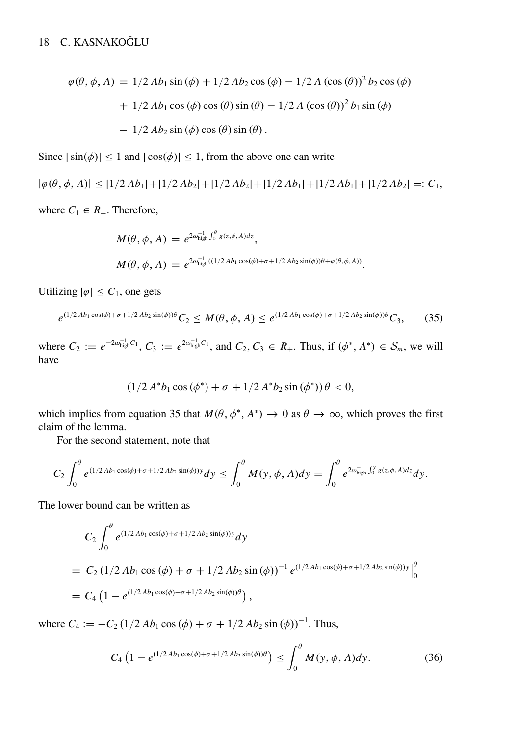$$
\begin{aligned}
\varphi(\theta, \phi, A) \;=\; & 1/2\, Ab_1 \sin(\phi) + 1/2\, Ab_2 \cos(\phi) - 1/2\, A\, (\cos(\theta))^2\, b_2 \cos(\phi) \\
& +\; 1/2\, Ab_1 \cos(\phi) \cos(\theta) \sin(\theta) - 1/2\, A\, (\cos(\theta))^2\, b_1 \sin(\phi) \\
& -\; 1/2\, Ab_2 \sin(\phi) \cos(\theta) \sin(\theta)\,.
\end{aligned}
$$

Since $|\sin(\phi)| \le 1$ and $|\cos(\phi)| \le 1$, from the above one can write

$$
|\varphi(\theta, \phi, A)| \le |1/2\, Ab_1| + |1/2\, Ab_2| + |1/2\, Ab_2| + |1/2\, Ab_1| + |1/2\, Ab_1| + |1/2\, Ab_2| =: C_1,
$$

where $C_1 \in R_+$. Therefore,

$$
\begin{aligned}
M(\theta, \phi, A) &= e^{2\omega_{\text{high}}^{-1} \int_0^\theta g(z, \phi, A) dz}, \\
M(\theta, \phi, A) &= e^{2\omega_{\text{high}}^{-1}((1/2\, Ab_1 \cos(\phi) + \sigma + 1/2\, Ab_2 \sin(\phi))\theta + \varphi(\theta, \phi, A))}.
\end{aligned}
$$

Utilizing $|\varphi| \le C_1$, one gets

$$
e^{(1/2\, Ab_1 \cos(\phi) + \sigma + 1/2\, Ab_2 \sin(\phi))\theta} C_2 \le M(\theta, \phi, A) \le e^{(1/2\, Ab_1 \cos(\phi) + \sigma + 1/2\, Ab_2 \sin(\phi))\theta} C_3, \tag{35}
$$

where $C_2 := e^{-2\omega_{\text{high}}^{-1} C_1}$, $C_3 := e^{2\omega_{\text{high}}^{-1} C_1}$, and $C_2, C_3 \in R_+$. Thus, if $(\phi^*, A^*) \in \mathcal{S}_m$, we will have

$$
(1/2\, A^* b_1 \cos(\phi^*) + \sigma + 1/2\, A^* b_2 \sin(\phi^*))\, \theta < 0,
$$

which implies from equation 35 that $M(\theta, \phi^*, A^*) \to 0$ as $\theta \to \infty$, which proves the first claim of the lemma.

For the second statement, note that

$$
C_2 \int_0^\theta e^{(1/2\, Ab_1 \cos(\phi) + \sigma + 1/2\, Ab_2 \sin(\phi))y} dy \le \int_0^\theta M(y, \phi, A) dy = \int_0^\theta e^{2\omega_{\text{high}}^{-1} \int_0^y g(z, \phi, A) dz} dy.
$$

The lower bound can be written as

$$
\begin{aligned}
& C_2 \int_0^\theta e^{(1/2\, Ab_1 \cos(\phi) + \sigma + 1/2\, Ab_2 \sin(\phi))y} dy \\
&= C_2\, (1/2\, Ab_1 \cos(\phi) + \sigma + 1/2\, Ab_2 \sin(\phi))^{-1}\, e^{(1/2\, Ab_1 \cos(\phi) + \sigma + 1/2\, Ab_2 \sin(\phi))y} \Big|_0^\theta \\
&= C_4 \left(1 - e^{(1/2\, Ab_1 \cos(\phi) + \sigma + 1/2\, Ab_2 \sin(\phi))\theta}\right),
\end{aligned}
$$

where $C_4 := -C_2\, (1/2\, Ab_1 \cos(\phi) + \sigma + 1/2\, Ab_2 \sin(\phi))^{-1}$. Thus,

$$
C_4 \left(1 - e^{(1/2\, Ab_1 \cos(\phi) + \sigma + 1/2\, Ab_2 \sin(\phi))\theta}\right) \le \int_0^\theta M(y, \phi, A) dy. \tag{36}
$$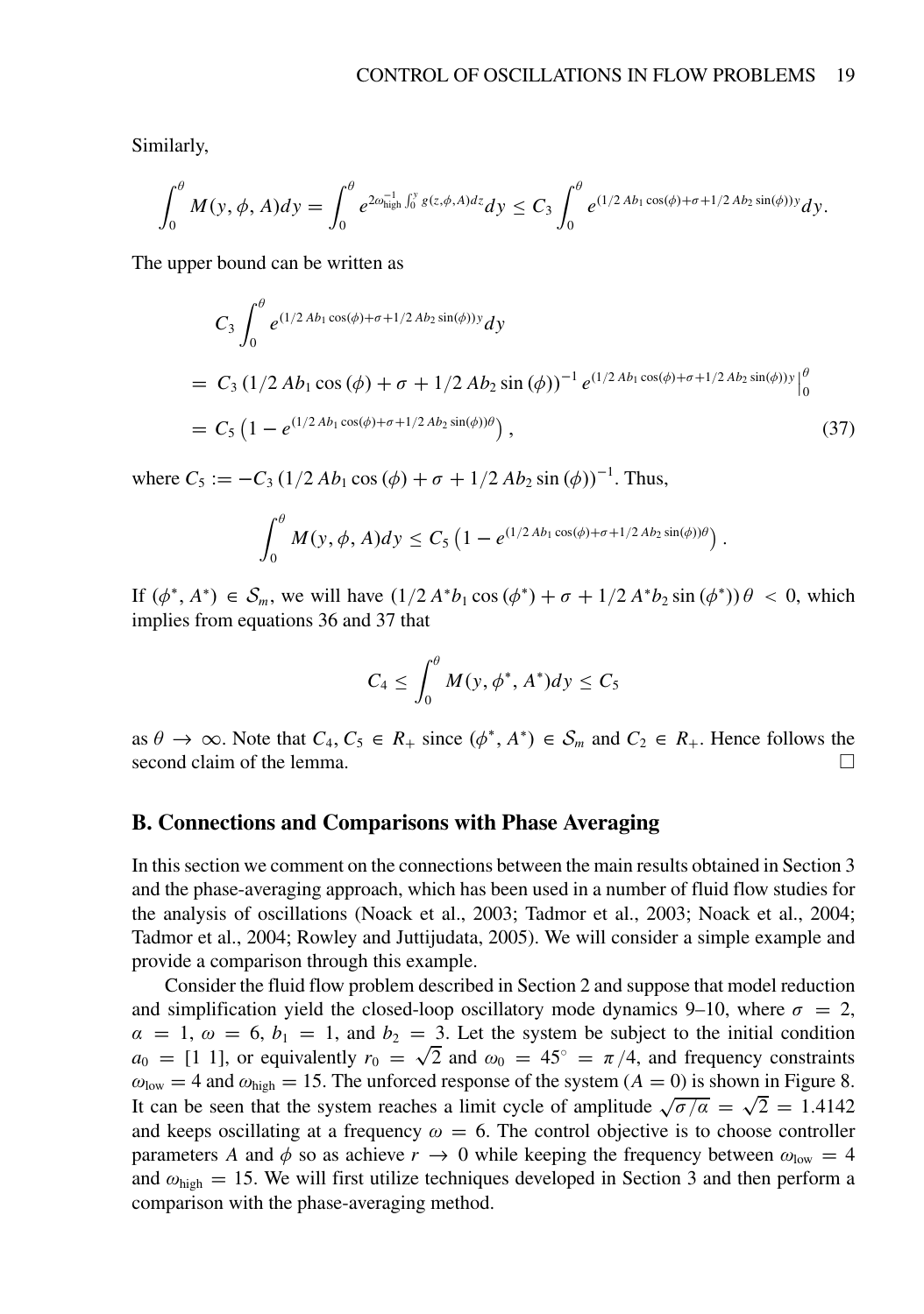Similarly,

$$\int_0^\theta M(y, \phi, A)dy = \int_0^\theta e^{2\omega_{\text{high}}^{-1} \int_0^y g(z,\phi,A)dz} dy \leq C_3 \int_0^\theta e^{(1/2\, Ab_1 \cos(\phi) + \sigma + 1/2\, Ab_2 \sin(\phi))y} dy.$$

The upper bound can be written as

$$\begin{aligned}
& C_3 \int_0^\theta e^{(1/2\, Ab_1 \cos(\phi)+\sigma+1/2\, Ab_2 \sin(\phi))y} dy \\
&= C_3 \left(1/2\, Ab_1 \cos(\phi) + \sigma + 1/2\, Ab_2 \sin(\phi)\right)^{-1} e^{(1/2\, Ab_1 \cos(\phi)+\sigma+1/2\, Ab_2 \sin(\phi))y} \Big|_0^\theta \\
&= C_5 \left(1 - e^{(1/2\, Ab_1 \cos(\phi)+\sigma+1/2\, Ab_2 \sin(\phi))\theta}\right), \qquad (37)
\end{aligned}$$

where $C_5 := -C_3 \left(1/2\, Ab_1 \cos(\phi) + \sigma + 1/2\, Ab_2 \sin(\phi)\right)^{-1}$. Thus,

$$\int_0^\theta M(y, \phi, A)dy \leq C_5 \left(1 - e^{(1/2\, Ab_1 \cos(\phi)+\sigma+1/2\, Ab_2 \sin(\phi))\theta}\right).$$

If $(\phi^*, A^*) \in \mathcal{S}_m$, we will have $(1/2\, A^* b_1 \cos(\phi^*) + \sigma + 1/2\, A^* b_2 \sin(\phi^*))\,\theta < 0$, which implies from equations 36 and 37 that

$$C_4 \leq \int_0^\theta M(y, \phi^*, A^*)dy \leq C_5$$

as $\theta \to \infty$. Note that $C_4, C_5 \in R_+$ since $(\phi^*, A^*) \in \mathcal{S}_m$ and $C_2 \in R_+$. Hence follows the second claim of the lemma. □

## B. Connections and Comparisons with Phase Averaging

In this section we comment on the connections between the main results obtained in Section 3 and the phase-averaging approach, which has been used in a number of fluid flow studies for the analysis of oscillations (Noack et al., 2003; Tadmor et al., 2003; Noack et al., 2004; Tadmor et al., 2004; Rowley and Juttijudata, 2005). We will consider a simple example and provide a comparison through this example.

Consider the fluid flow problem described in Section 2 and suppose that model reduction and simplification yield the closed-loop oscillatory mode dynamics 9–10, where $\sigma = 2$, $\alpha = 1$, $\omega = 6$, $b_1 = 1$, and $b_2 = 3$. Let the system be subject to the initial condition $a_0 = [1\ 1]$, or equivalently $r_0 = \sqrt{2}$ and $\omega_0 = 45^\circ = \pi/4$, and frequency constraints $\omega_{\text{low}} = 4$ and $\omega_{\text{high}} = 15$. The unforced response of the system ($A = 0$) is shown in Figure 8. It can be seen that the system reaches a limit cycle of amplitude $\sqrt{\sigma/\alpha} = \sqrt{2} = 1.4142$ and keeps oscillating at a frequency $\omega = 6$. The control objective is to choose controller parameters $A$ and $\phi$ so as achieve $r \to 0$ while keeping the frequency between $\omega_{\text{low}} = 4$ and $\omega_{\text{high}} = 15$. We will first utilize techniques developed in Section 3 and then perform a comparison with the phase-averaging method.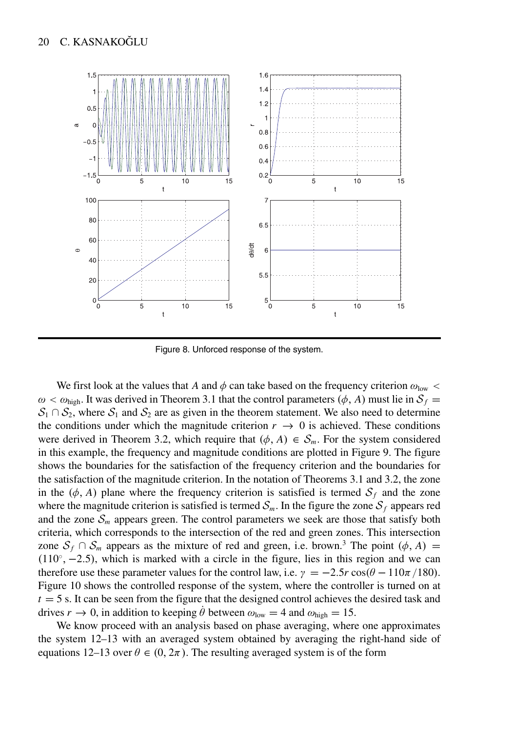Figure 8. Unforced response of the system.

We first look at the values that $A$ and $\phi$ can take based on the frequency criterion $\omega_{\text{low}} < \omega < \omega_{\text{high}}$. It was derived in Theorem 3.1 that the control parameters $(\phi, A)$ must lie in $\mathcal{S}_f = \mathcal{S}_1 \cap \mathcal{S}_2$, where $\mathcal{S}_1$ and $\mathcal{S}_2$ are as given in the theorem statement. We also need to determine the conditions under which the magnitude criterion $r \to 0$ is achieved. These conditions were derived in Theorem 3.2, which require that $(\phi, A) \in \mathcal{S}_m$. For the system considered in this example, the frequency and magnitude conditions are plotted in Figure 9. The figure shows the boundaries for the satisfaction of the frequency criterion and the boundaries for the satisfaction of the magnitude criterion. In the notation of Theorems 3.1 and 3.2, the zone in the $(\phi, A)$ plane where the frequency criterion is satisfied is termed $\mathcal{S}_f$ and the zone where the magnitude criterion is satisfied is termed $\mathcal{S}_m$. In the figure the zone $\mathcal{S}_f$ appears red and the zone $\mathcal{S}_m$ appears green. The control parameters we seek are those that satisfy both criteria, which corresponds to the intersection of the red and green zones. This intersection zone $\mathcal{S}_f \cap \mathcal{S}_m$ appears as the mixture of red and green, i.e. brown.[3] The point $(\phi, A) = (110^\circ, -2.5)$, which is marked with a circle in the figure, lies in this region and we can therefore use these parameter values for the control law, i.e. $\gamma = -2.5r\cos(\theta - 110\pi/180)$. Figure 10 shows the controlled response of the system, where the controller is turned on at $t = 5$ s. It can be seen from the figure that the designed control achieves the desired task and drives $r \to 0$, in addition to keeping $\dot{\theta}$ between $\omega_{\text{low}} = 4$ and $\omega_{\text{high}} = 15$.

We know proceed with an analysis based on phase averaging, where one approximates the system 12–13 with an averaged system obtained by averaging the right-hand side of equations 12–13 over $\theta \in (0, 2\pi)$. The resulting averaged system is of the form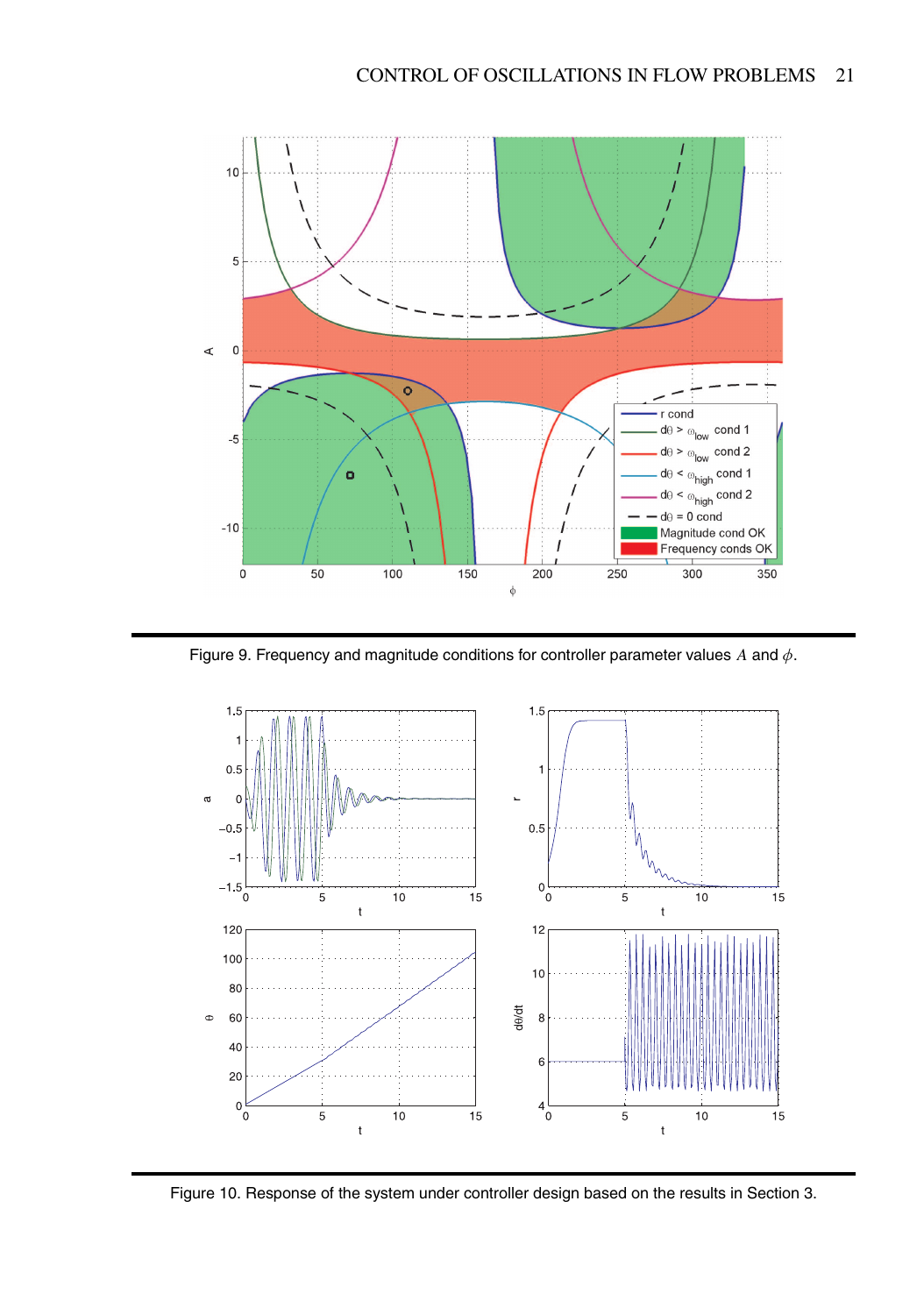Figure 9. Frequency and magnitude conditions for controller parameter values $A$ and $\phi$.

Figure 10. Response of the system under controller design based on the results in Section 3.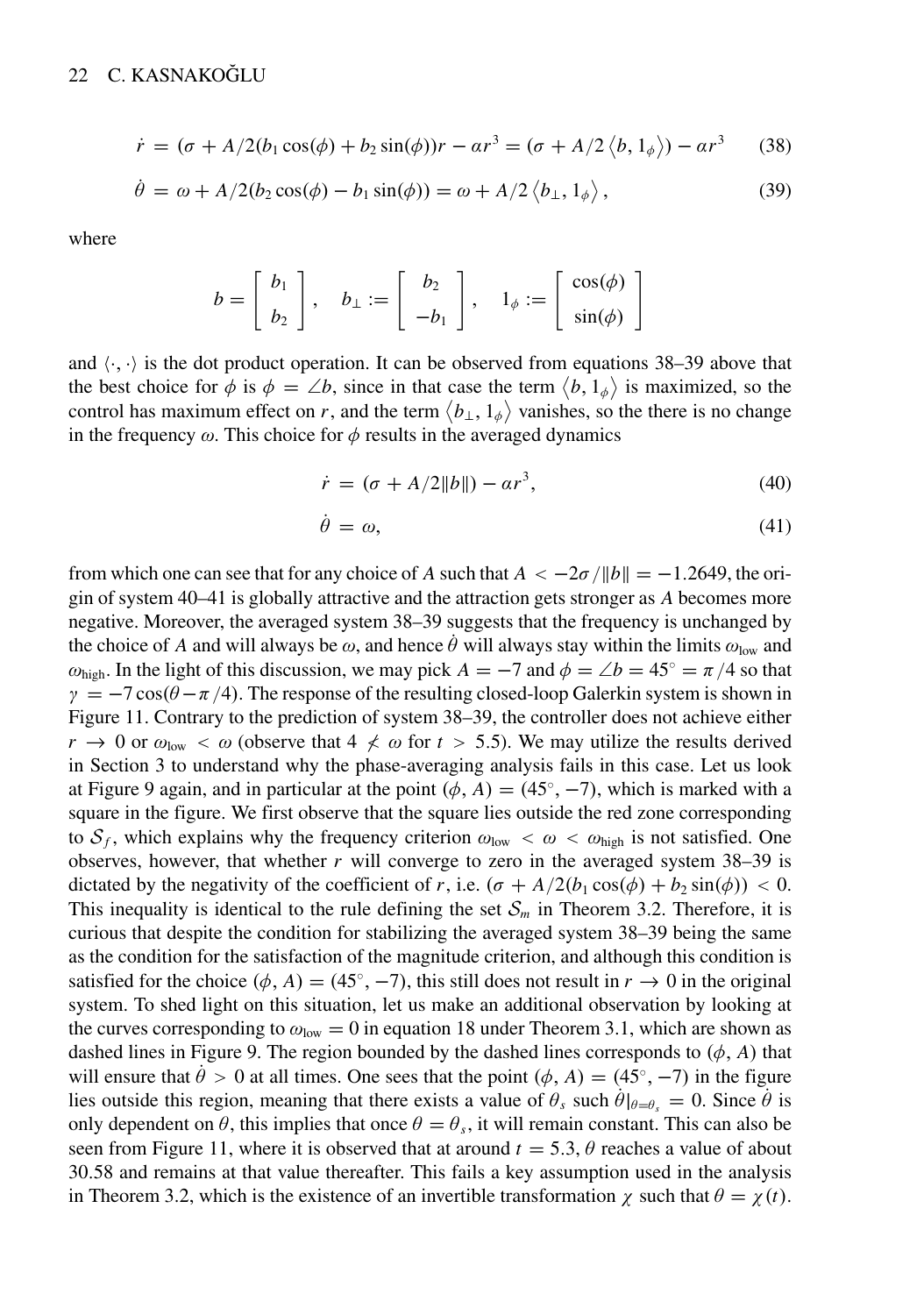$$\dot{r} = (\sigma + A/2(b_1 \cos(\phi) + b_2 \sin(\phi))r - \alpha r^3 = (\sigma + A/2 \langle b, 1_\phi \rangle) - \alpha r^3 \tag{38}$$

$$\dot{\theta} = \omega + A/2(b_2 \cos(\phi) - b_1 \sin(\phi)) = \omega + A/2 \langle b_\perp, 1_\phi \rangle, \tag{39}$$

where

$$b = \begin{bmatrix} b_1 \\ b_2 \end{bmatrix}, \quad b_\perp := \begin{bmatrix} b_2 \\ -b_1 \end{bmatrix}, \quad 1_\phi := \begin{bmatrix} \cos(\phi) \\ \sin(\phi) \end{bmatrix}$$

and $\langle \cdot, \cdot \rangle$ is the dot product operation. It can be observed from equations 38–39 above that the best choice for $\phi$ is $\phi = \angle b$, since in that case the term $\langle b, 1_\phi \rangle$ is maximized, so the control has maximum effect on $r$, and the term $\langle b_\perp, 1_\phi \rangle$ vanishes, so the there is no change in the frequency $\omega$. This choice for $\phi$ results in the averaged dynamics

$$\dot{r} = (\sigma + A/2\|b\|) - \alpha r^3, \tag{40}$$

$$\dot{\theta} = \omega, \tag{41}$$

from which one can see that for any choice of $A$ such that $A < -2\sigma/\|b\| = -1.2649$, the origin of system 40–41 is globally attractive and the attraction gets stronger as $A$ becomes more negative. Moreover, the averaged system 38–39 suggests that the frequency is unchanged by the choice of $A$ and will always be $\omega$, and hence $\dot{\theta}$ will always stay within the limits $\omega_{\text{low}}$ and $\omega_{\text{high}}$. In the light of this discussion, we may pick $A = -7$ and $\phi = \angle b = 45^\circ = \pi/4$ so that $\gamma = -7\cos(\theta - \pi/4)$. The response of the resulting closed-loop Galerkin system is shown in Figure 11. Contrary to the prediction of system 38–39, the controller does not achieve either $r \to 0$ or $\omega_{\text{low}} < \omega$ (observe that $4 \not< \omega$ for $t > 5.5$). We may utilize the results derived in Section 3 to understand why the phase-averaging analysis fails in this case. Let us look at Figure 9 again, and in particular at the point $(\phi, A) = (45^\circ, -7)$, which is marked with a square in the figure. We first observe that the square lies outside the red zone corresponding to $\mathcal{S}_f$, which explains why the frequency criterion $\omega_{\text{low}} < \omega < \omega_{\text{high}}$ is not satisfied. One observes, however, that whether $r$ will converge to zero in the averaged system 38–39 is dictated by the negativity of the coefficient of $r$, i.e. $(\sigma + A/2(b_1 \cos(\phi) + b_2 \sin(\phi)) < 0$. This inequality is identical to the rule defining the set $\mathcal{S}_m$ in Theorem 3.2. Therefore, it is curious that despite the condition for stabilizing the averaged system 38–39 being the same as the condition for the satisfaction of the magnitude criterion, and although this condition is satisfied for the choice $(\phi, A) = (45^\circ, -7)$, this still does not result in $r \to 0$ in the original system. To shed light on this situation, let us make an additional observation by looking at the curves corresponding to $\omega_{\text{low}} = 0$ in equation 18 under Theorem 3.1, which are shown as dashed lines in Figure 9. The region bounded by the dashed lines corresponds to $(\phi, A)$ that will ensure that $\dot{\theta} > 0$ at all times. One sees that the point $(\phi, A) = (45^\circ, -7)$ in the figure lies outside this region, meaning that there exists a value of $\theta_s$ such $\dot{\theta}|_{\theta=\theta_s} = 0$. Since $\dot{\theta}$ is only dependent on $\theta$, this implies that once $\theta = \theta_s$, it will remain constant. This can also be seen from Figure 11, where it is observed that at around $t = 5.3$, $\theta$ reaches a value of about 30.58 and remains at that value thereafter. This fails a key assumption used in the analysis in Theorem 3.2, which is the existence of an invertible transformation $\chi$ such that $\theta = \chi(t)$.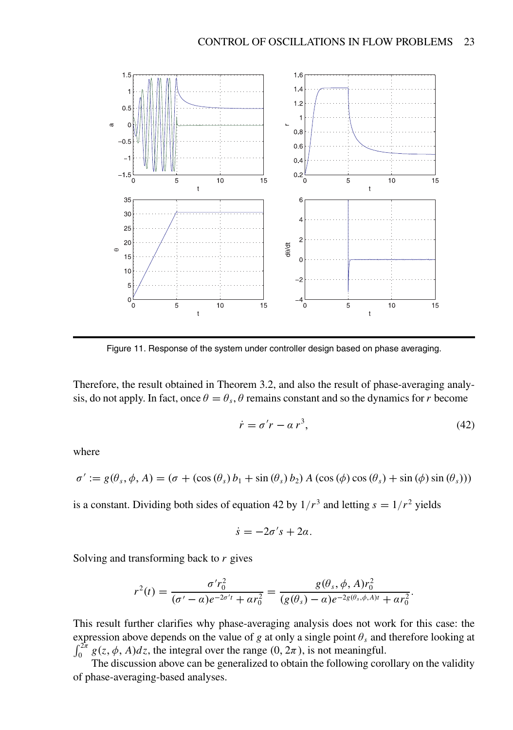Figure 11. Response of the system under controller design based on phase averaging.

Therefore, the result obtained in Theorem 3.2, and also the result of phase-averaging analysis, do not apply. In fact, once $\theta = \theta_s$, $\theta$ remains constant and so the dynamics for $r$ become

$$\dot{r} = \sigma' r - \alpha\, r^3, \tag{42}$$

where

$$\sigma' := g(\theta_s, \phi, A) = (\sigma + (\cos(\theta_s)\, b_1 + \sin(\theta_s)\, b_2)\, A\, (\cos(\phi)\cos(\theta_s) + \sin(\phi)\sin(\theta_s)))$$

is a constant. Dividing both sides of equation 42 by $1/r^3$ and letting $s = 1/r^2$ yields

$$\dot{s} = -2\sigma' s + 2\alpha.$$

Solving and transforming back to $r$ gives

$$r^2(t) = \frac{\sigma' r_0^2}{(\sigma' - \alpha)e^{-2\sigma' t} + \alpha r_0^2} = \frac{g(\theta_s, \phi, A) r_0^2}{(g(\theta_s) - \alpha)e^{-2g(\theta_s,\phi,A)t} + \alpha r_0^2}.$$

This result further clarifies why phase-averaging analysis does not work for this case: the expression above depends on the value of $g$ at only a single point $\theta_s$ and therefore looking at $\int_0^{2\pi} g(z, \phi, A)dz$, the integral over the range $(0, 2\pi)$, is not meaningful.

The discussion above can be generalized to obtain the following corollary on the validity of phase-averaging-based analyses.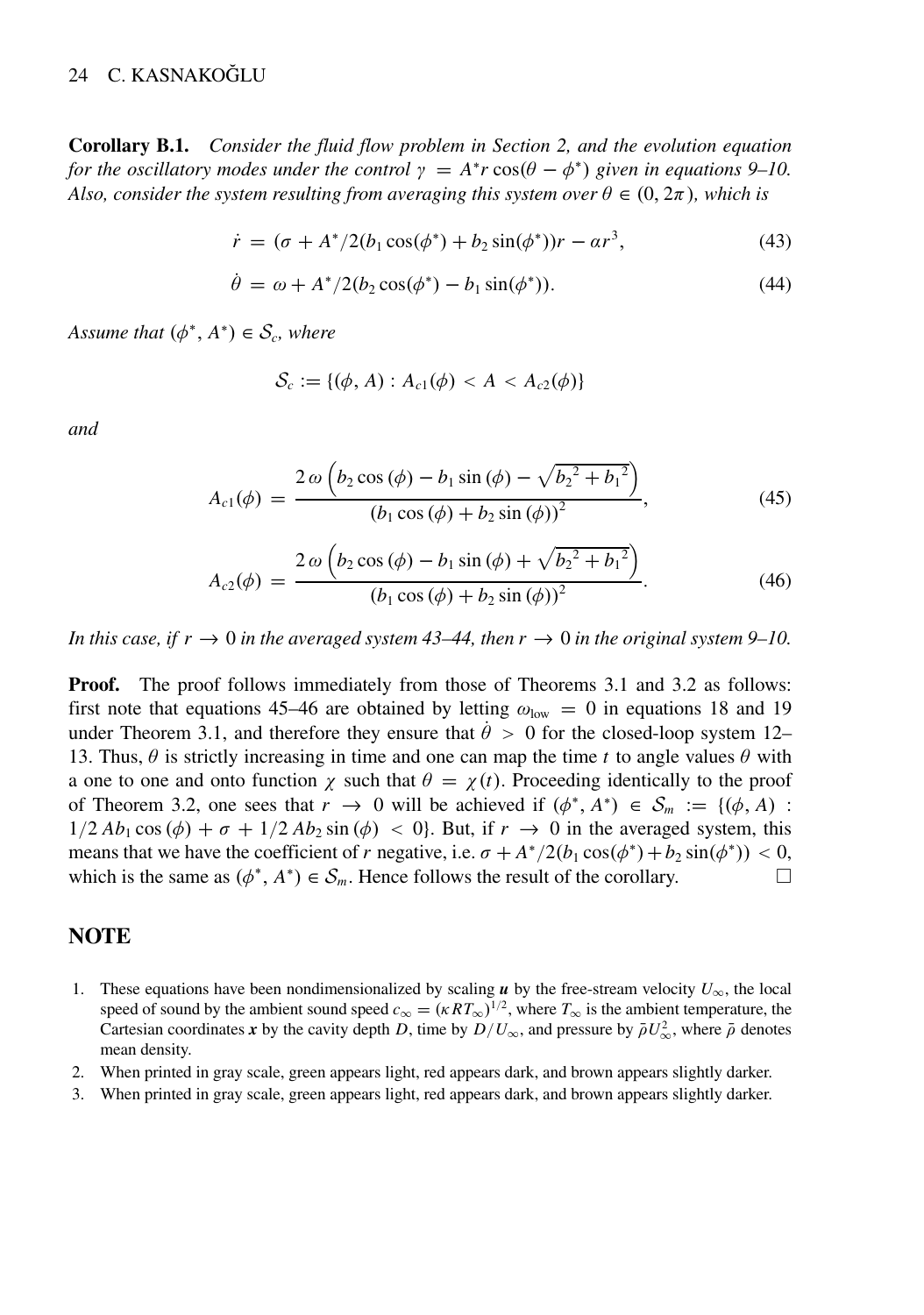**Corollary B.1.** *Consider the fluid flow problem in Section 2, and the evolution equation for the oscillatory modes under the control $\gamma = A^* r \cos(\theta - \phi^*)$ given in equations 9–10. Also, consider the system resulting from averaging this system over $\theta \in (0, 2\pi)$, which is*

$$\dot{r} = (\sigma + A^*/2(b_1 \cos(\phi^*) + b_2 \sin(\phi^*))r - \alpha r^3, \tag{43}$$

$$\dot{\theta} = \omega + A^*/2(b_2 \cos(\phi^*) - b_1 \sin(\phi^*)). \tag{44}$$

*Assume that $(\phi^*, A^*) \in \mathcal{S}_c$, where*

$$\mathcal{S}_c := \{(\phi, A) : A_{c1}(\phi) < A < A_{c2}(\phi)\}$$

*and*

$$A_{c1}(\phi) = \frac{2\,\omega\left(b_2 \cos(\phi) - b_1 \sin(\phi) - \sqrt{{b_2}^2 + {b_1}^2}\right)}{(b_1 \cos(\phi) + b_2 \sin(\phi))^2}, \tag{45}$$

$$A_{c2}(\phi) = \frac{2\,\omega\left(b_2 \cos(\phi) - b_1 \sin(\phi) + \sqrt{{b_2}^2 + {b_1}^2}\right)}{(b_1 \cos(\phi) + b_2 \sin(\phi))^2}. \tag{46}$$

*In this case, if $r \to 0$ in the averaged system 43–44, then $r \to 0$ in the original system 9–10.*

**Proof.** The proof follows immediately from those of Theorems 3.1 and 3.2 as follows: first note that equations 45–46 are obtained by letting $\omega_{\text{low}} = 0$ in equations 18 and 19 under Theorem 3.1, and therefore they ensure that $\dot{\theta} > 0$ for the closed-loop system 12–13. Thus, $\theta$ is strictly increasing in time and one can map the time $t$ to angle values $\theta$ with a one to one and onto function $\chi$ such that $\theta = \chi(t)$. Proceeding identically to the proof of Theorem 3.2, one sees that $r \to 0$ will be achieved if $(\phi^*, A^*) \in \mathcal{S}_m := \{(\phi, A) : 1/2\, A b_1 \cos(\phi) + \sigma + 1/2\, A b_2 \sin(\phi) < 0\}$. But, if $r \to 0$ in the averaged system, this means that we have the coefficient of $r$ negative, i.e. $\sigma + A^*/2(b_1 \cos(\phi^*) + b_2 \sin(\phi^*)) < 0$, which is the same as $(\phi^*, A^*) \in \mathcal{S}_m$. Hence follows the result of the corollary. □

## NOTE

1. These equations have been nondimensionalized by scaling $\boldsymbol{u}$ by the free-stream velocity $U_\infty$, the local speed of sound by the ambient sound speed $c_\infty = (\kappa R T_\infty)^{1/2}$, where $T_\infty$ is the ambient temperature, the Cartesian coordinates $\boldsymbol{x}$ by the cavity depth $D$, time by $D/U_\infty$, and pressure by $\bar{\rho} U_\infty^2$, where $\bar{\rho}$ denotes mean density.
2. When printed in gray scale, green appears light, red appears dark, and brown appears slightly darker.
3. When printed in gray scale, green appears light, red appears dark, and brown appears slightly darker.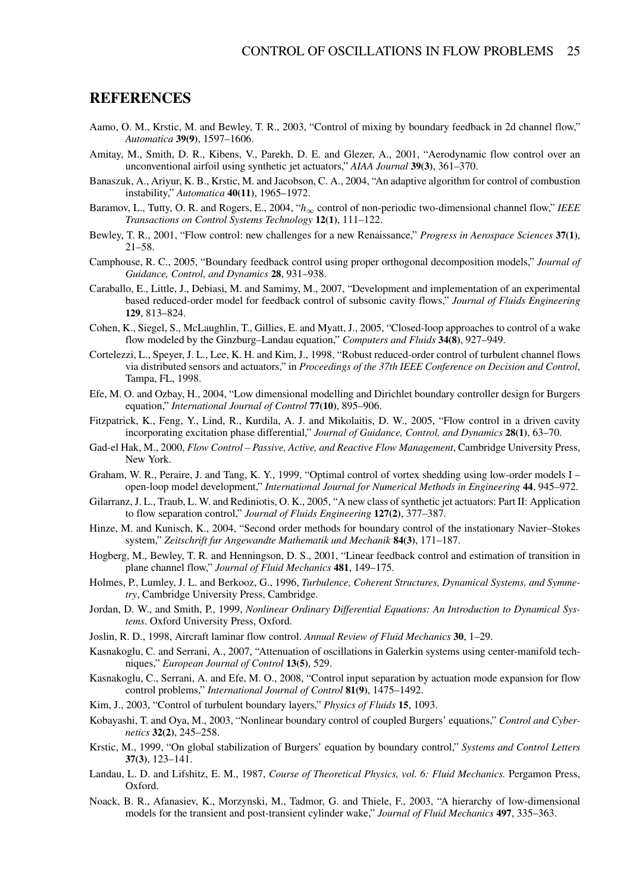## REFERENCES

Aamo, O. M., Krstic, M. and Bewley, T. R., 2003, "Control of mixing by boundary feedback in 2d channel flow," *Automatica* **39(9)**, 1597–1606.

Amitay, M., Smith, D. R., Kibens, V., Parekh, D. E. and Glezer, A., 2001, "Aerodynamic flow control over an unconventional airfoil using synthetic jet actuators," *AIAA Journal* **39(3)**, 361–370.

Banaszuk, A., Ariyur, K. B., Krstic, M. and Jacobson, C. A., 2004, "An adaptive algorithm for control of combustion instability," *Automatica* **40(11)**, 1965–1972.

Baramov, L., Tutty, O. R. and Rogers, E., 2004, "$h_\infty$ control of non-periodic two-dimensional channel flow," *IEEE Transactions on Control Systems Technology* **12(1)**, 111–122.

Bewley, T. R., 2001, "Flow control: new challenges for a new Renaissance," *Progress in Aerospace Sciences* **37(1)**, 21–58.

Camphouse, R. C., 2005, "Boundary feedback control using proper orthogonal decomposition models," *Journal of Guidance, Control, and Dynamics* **28**, 931–938.

Caraballo, E., Little, J., Debiasi, M. and Samimy, M., 2007, "Development and implementation of an experimental based reduced-order model for feedback control of subsonic cavity flows," *Journal of Fluids Engineering* **129**, 813–824.

Cohen, K., Siegel, S., McLaughlin, T., Gillies, E. and Myatt, J., 2005, "Closed-loop approaches to control of a wake flow modeled by the Ginzburg–Landau equation," *Computers and Fluids* **34(8)**, 927–949.

Cortelezzi, L., Speyer, J. L., Lee, K. H. and Kim, J., 1998, "Robust reduced-order control of turbulent channel flows via distributed sensors and actuators," in *Proceedings of the 37th IEEE Conference on Decision and Control*, Tampa, FL, 1998.

Efe, M. O. and Ozbay, H., 2004, "Low dimensional modelling and Dirichlet boundary controller design for Burgers equation," *International Journal of Control* **77(10)**, 895–906.

Fitzpatrick, K., Feng, Y., Lind, R., Kurdila, A. J. and Mikolaitis, D. W., 2005, "Flow control in a driven cavity incorporating excitation phase differential," *Journal of Guidance, Control, and Dynamics* **28(1)**, 63–70.

Gad-el Hak, M., 2000, *Flow Control – Passive, Active, and Reactive Flow Management*, Cambridge University Press, New York.

Graham, W. R., Peraire, J. and Tang, K. Y., 1999, "Optimal control of vortex shedding using low-order models I – open-loop model development," *International Journal for Numerical Methods in Engineering* **44**, 945–972.

Gilarranz, J. L., Traub, L. W. and Rediniotis, O. K., 2005, "A new class of synthetic jet actuators: Part II: Application to flow separation control," *Journal of Fluids Engineering* **127(2)**, 377–387.

Hinze, M. and Kunisch, K., 2004, "Second order methods for boundary control of the instationary Navier–Stokes system," *Zeitschrift fur Angewandte Mathematik und Mechanik* **84(3)**, 171–187.

Hogberg, M., Bewley, T. R. and Henningson, D. S., 2001, "Linear feedback control and estimation of transition in plane channel flow," *Journal of Fluid Mechanics* **481**, 149–175.

Holmes, P., Lumley, J. L. and Berkooz, G., 1996, *Turbulence, Coherent Structures, Dynamical Systems, and Symmetry*, Cambridge University Press, Cambridge.

Jordan, D. W., and Smith, P., 1999, *Nonlinear Ordinary Differential Equations: An Introduction to Dynamical Systems*. Oxford University Press, Oxford.

Joslin, R. D., 1998, Aircraft laminar flow control. *Annual Review of Fluid Mechanics* **30**, 1–29.

Kasnakoglu, C. and Serrani, A., 2007, "Attenuation of oscillations in Galerkin systems using center-manifold techniques," *European Journal of Control* **13(5)**, 529.

Kasnakoglu, C., Serrani, A. and Efe, M. O., 2008, "Control input separation by actuation mode expansion for flow control problems," *International Journal of Control* **81(9)**, 1475–1492.

Kim, J., 2003, "Control of turbulent boundary layers," *Physics of Fluids* **15**, 1093.

Kobayashi, T. and Oya, M., 2003, "Nonlinear boundary control of coupled Burgers' equations," *Control and Cybernetics* **32(2)**, 245–258.

Krstic, M., 1999, "On global stabilization of Burgers' equation by boundary control," *Systems and Control Letters* **37(3)**, 123–141.

Landau, L. D. and Lifshitz, E. M., 1987, *Course of Theoretical Physics, vol. 6: Fluid Mechanics.* Pergamon Press, Oxford.

Noack, B. R., Afanasiev, K., Morzynski, M., Tadmor, G. and Thiele, F., 2003, "A hierarchy of low-dimensional models for the transient and post-transient cylinder wake," *Journal of Fluid Mechanics* **497**, 335–363.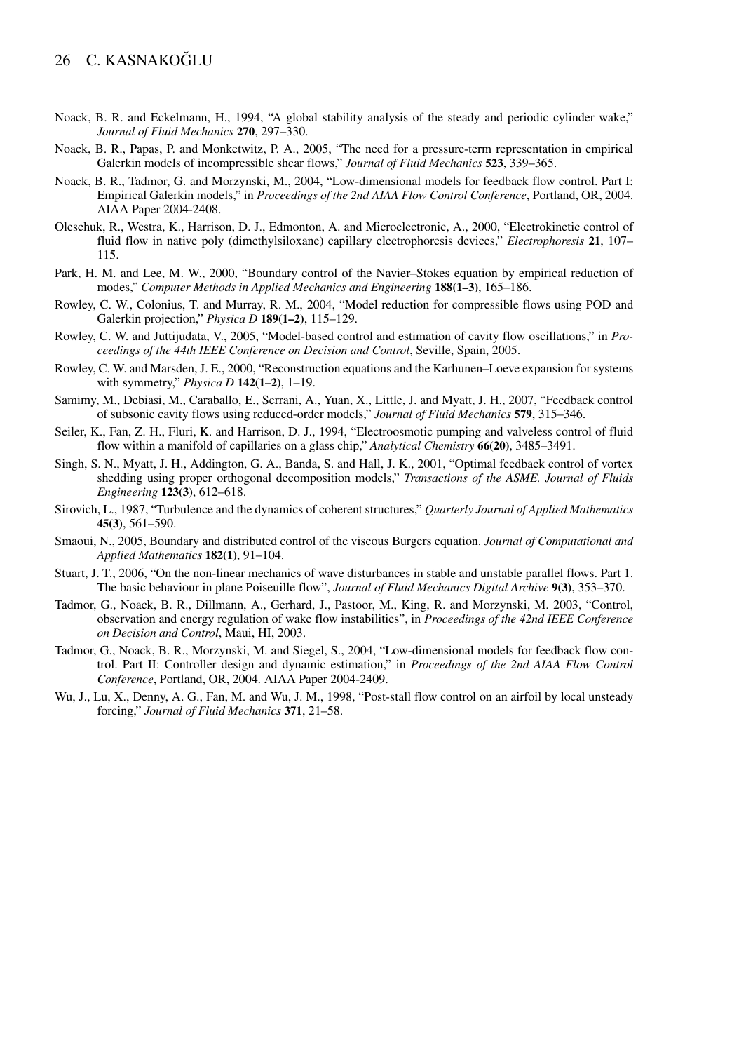Noack, B. R. and Eckelmann, H., 1994, "A global stability analysis of the steady and periodic cylinder wake," *Journal of Fluid Mechanics* **270**, 297–330.

Noack, B. R., Papas, P. and Monketwitz, P. A., 2005, "The need for a pressure-term representation in empirical Galerkin models of incompressible shear flows," *Journal of Fluid Mechanics* **523**, 339–365.

Noack, B. R., Tadmor, G. and Morzynski, M., 2004, "Low-dimensional models for feedback flow control. Part I: Empirical Galerkin models," in *Proceedings of the 2nd AIAA Flow Control Conference*, Portland, OR, 2004. AIAA Paper 2004-2408.

Oleschuk, R., Westra, K., Harrison, D. J., Edmonton, A. and Microelectronic, A., 2000, "Electrokinetic control of fluid flow in native poly (dimethylsiloxane) capillary electrophoresis devices," *Electrophoresis* **21**, 107–115.

Park, H. M. and Lee, M. W., 2000, "Boundary control of the Navier–Stokes equation by empirical reduction of modes," *Computer Methods in Applied Mechanics and Engineering* **188(1–3)**, 165–186.

Rowley, C. W., Colonius, T. and Murray, R. M., 2004, "Model reduction for compressible flows using POD and Galerkin projection," *Physica D* **189(1–2)**, 115–129.

Rowley, C. W. and Juttijudata, V., 2005, "Model-based control and estimation of cavity flow oscillations," in *Proceedings of the 44th IEEE Conference on Decision and Control*, Seville, Spain, 2005.

Rowley, C. W. and Marsden, J. E., 2000, "Reconstruction equations and the Karhunen–Loeve expansion for systems with symmetry," *Physica D* **142(1–2)**, 1–19.

Samimy, M., Debiasi, M., Caraballo, E., Serrani, A., Yuan, X., Little, J. and Myatt, J. H., 2007, "Feedback control of subsonic cavity flows using reduced-order models," *Journal of Fluid Mechanics* **579**, 315–346.

Seiler, K., Fan, Z. H., Fluri, K. and Harrison, D. J., 1994, "Electroosmotic pumping and valveless control of fluid flow within a manifold of capillaries on a glass chip," *Analytical Chemistry* **66(20)**, 3485–3491.

Singh, S. N., Myatt, J. H., Addington, G. A., Banda, S. and Hall, J. K., 2001, "Optimal feedback control of vortex shedding using proper orthogonal decomposition models," *Transactions of the ASME. Journal of Fluids Engineering* **123(3)**, 612–618.

Sirovich, L., 1987, "Turbulence and the dynamics of coherent structures," *Quarterly Journal of Applied Mathematics* **45(3)**, 561–590.

Smaoui, N., 2005, Boundary and distributed control of the viscous Burgers equation. *Journal of Computational and Applied Mathematics* **182(1)**, 91–104.

Stuart, J. T., 2006, "On the non-linear mechanics of wave disturbances in stable and unstable parallel flows. Part 1. The basic behaviour in plane Poiseuille flow", *Journal of Fluid Mechanics Digital Archive* **9(3)**, 353–370.

Tadmor, G., Noack, B. R., Dillmann, A., Gerhard, J., Pastoor, M., King, R. and Morzynski, M. 2003, "Control, observation and energy regulation of wake flow instabilities", in *Proceedings of the 42nd IEEE Conference on Decision and Control*, Maui, HI, 2003.

Tadmor, G., Noack, B. R., Morzynski, M. and Siegel, S., 2004, "Low-dimensional models for feedback flow control. Part II: Controller design and dynamic estimation," in *Proceedings of the 2nd AIAA Flow Control Conference*, Portland, OR, 2004. AIAA Paper 2004-2409.

Wu, J., Lu, X., Denny, A. G., Fan, M. and Wu, J. M., 1998, "Post-stall flow control on an airfoil by local unsteady forcing," *Journal of Fluid Mechanics* **371**, 21–58.